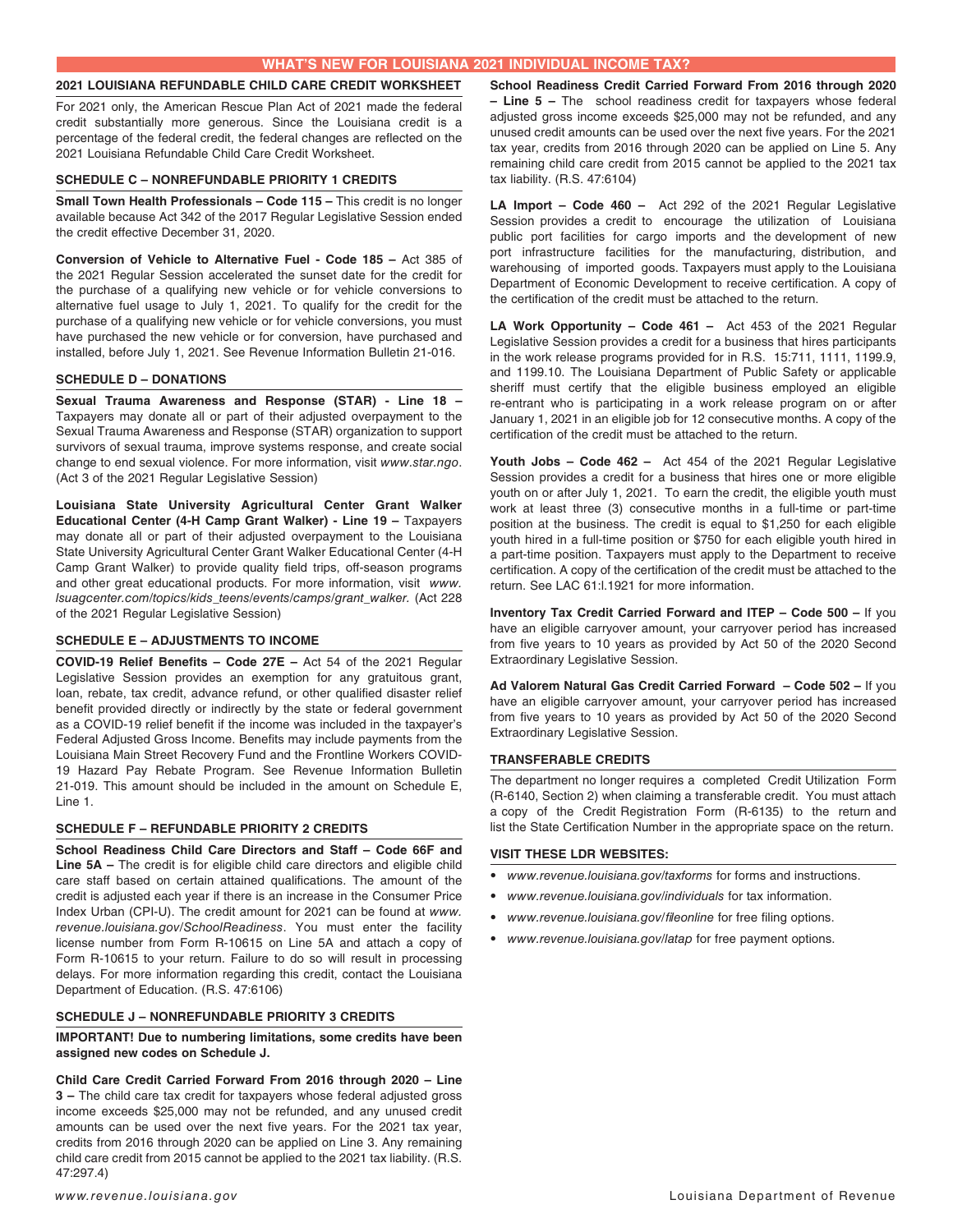# WHAT'S NEW FOR LOUISIANA 2021 INDIVIDUAL INCOME TAX?

## 2021 LOUISIANA REFUNDABLE CHILD CARE CREDIT WORKSHEET

For 2021 only, the American Rescue Plan Act of 2021 made the federal credit substantially more generous. Since the Louisiana credit is a percentage of the federal credit, the federal changes are reflected on the 2021 Louisiana Refundable Child Care Credit Worksheet.

## SCHEDULE C – NONREFUNDABLE PRIORITY 1 CREDITS

**Small Town Health Professionals – Code 115 –** This credit is no longer available because Act 342 of the 2017 Regular Legislative Session ended the credit effective December 31, 2020.

**Conversion of Vehicle to Alternative Fuel - Code 185 –** Act 385 of the 2021 Regular Session accelerated the sunset date for the credit for the purchase of a qualifying new vehicle or for vehicle conversions to alternative fuel usage to July 1, 2021. To qualify for the credit for the purchase of a qualifying new vehicle or for vehicle conversions, you must have purchased the new vehicle or for conversion, have purchased and installed, before July 1, 2021. See Revenue Information Bulletin 21-016.

## SCHEDULE D – DONATIONS

**Sexual Trauma Awareness and Response (STAR) - Line 18 –** Taxpayers may donate all or part of their adjusted overpayment to the Sexual Trauma Awareness and Response (STAR) organization to support survivors of sexual trauma, improve systems response, and create social change to end sexual violence. For more information, visit *www.star.ngo*. (Act 3 of the 2021 Regular Legislative Session)

**Louisiana State University Agricultural Center Grant Walker Educational Center (4-H Camp Grant Walker) - Line 19 –** Taxpayers may donate all or part of their adjusted overpayment to the Louisiana State University Agricultural Center Grant Walker Educational Center (4-H Camp Grant Walker) to provide quality field trips, off-season programs and other great educational products. For more information, visit *www.lsuagcenter.com/topics/kids_teens/events/camps/grant_walker.* (Act 228 of the 2021 Regular Legislative Session)

## SCHEDULE E – ADJUSTMENTS TO INCOME

**COVID-19 Relief Benefits – Code 27E –** Act 54 of the 2021 Regular Legislative Session provides an exemption for any gratuitous grant, loan, rebate, tax credit, advance refund, or other qualified disaster relief benefit provided directly or indirectly by the state or federal government as a COVID-19 relief benefit if the income was included in the taxpayer's Federal Adjusted Gross Income. Benefits may include payments from the Louisiana Main Street Recovery Fund and the Frontline Workers COVID-19 Hazard Pay Rebate Program. See Revenue Information Bulletin 21-019. This amount should be included in the amount on Schedule E, Line 1.

## SCHEDULE F – REFUNDABLE PRIORITY 2 CREDITS

**School Readiness Child Care Directors and Staff – Code 66F and Line 5A –** The credit is for eligible child care directors and eligible child care staff based on certain attained qualifications. The amount of the credit is adjusted each year if there is an increase in the Consumer Price Index Urban (CPI-U). The credit amount for 2021 can be found at *www.revenue.louisiana.gov/SchoolReadiness*. You must enter the facility license number from Form R-10615 on Line 5A and attach a copy of Form R-10615 to your return. Failure to do so will result in processing delays. For more information regarding this credit, contact the Louisiana Department of Education. (R.S. 47:6106)

## SCHEDULE J – NONREFUNDABLE PRIORITY 3 CREDITS

**IMPORTANT! Due to numbering limitations, some credits have been assigned new codes on Schedule J.**

**Child Care Credit Carried Forward From 2016 through 2020 – Line 3 –** The child care tax credit for taxpayers whose federal adjusted gross income exceeds $25,000 may not be refunded, and any unused credit amounts can be used over the next five years. For the 2021 tax year, credits from 2016 through 2020 can be applied on Line 3. Any remaining child care credit from 2015 cannot be applied to the 2021 tax liability. (R.S. 47:297.4)

**School Readiness Credit Carried Forward From 2016 through 2020 – Line 5 –** The school readiness credit for taxpayers whose federal adjusted gross income exceeds $25,000 may not be refunded, and any unused credit amounts can be used over the next five years. For the 2021 tax year, credits from 2016 through 2020 can be applied on Line 5. Any remaining child care credit from 2015 cannot be applied to the 2021 tax liability. (R.S. 47:6104)

**LA Import – Code 460 –** Act 292 of the 2021 Regular Legislative Session provides a credit to encourage the utilization of Louisiana public port facilities for cargo imports and the development of new port infrastructure facilities for the manufacturing, distribution, and warehousing of imported goods. Taxpayers must apply to the Louisiana Department of Economic Development to receive certification. A copy of the certification of the credit must be attached to the return.

**LA Work Opportunity – Code 461 –** Act 453 of the 2021 Regular Legislative Session provides a credit for a business that hires participants in the work release programs provided for in R.S. 15:711, 1111, 1199.9, and 1199.10. The Louisiana Department of Public Safety or applicable sheriff must certify that the eligible business employed an eligible re-entrant who is participating in a work release program on or after January 1, 2021 in an eligible job for 12 consecutive months. A copy of the certification of the credit must be attached to the return.

**Youth Jobs – Code 462 –** Act 454 of the 2021 Regular Legislative Session provides a credit for a business that hires one or more eligible youth on or after July 1, 2021. To earn the credit, the eligible youth must work at least three (3) consecutive months in a full-time or part-time position at the business. The credit is equal to $1,250 for each eligible youth hired in a full-time position or $750 for each eligible youth hired in a part-time position. Taxpayers must apply to the Department to receive certification. A copy of the certification of the credit must be attached to the return. See LAC 61:I.1921 for more information.

**Inventory Tax Credit Carried Forward and ITEP – Code 500 –** If you have an eligible carryover amount, your carryover period has increased from five years to 10 years as provided by Act 50 of the 2020 Second Extraordinary Legislative Session.

**Ad Valorem Natural Gas Credit Carried Forward – Code 502 –** If you have an eligible carryover amount, your carryover period has increased from five years to 10 years as provided by Act 50 of the 2020 Second Extraordinary Legislative Session.

## TRANSFERABLE CREDITS

The department no longer requires a completed Credit Utilization Form (R-6140, Section 2) when claiming a transferable credit. You must attach a copy of the Credit Registration Form (R-6135) to the return and list the State Certification Number in the appropriate space on the return.

## VISIT THESE LDR WEBSITES:

- *www.revenue.louisiana.gov/taxforms* for forms and instructions.
- *www.revenue.louisiana.gov/individuals* for tax information.
- *www.revenue.louisiana.gov/fileonline* for free filing options.
- *www.revenue.louisiana.gov/latap* for free payment options.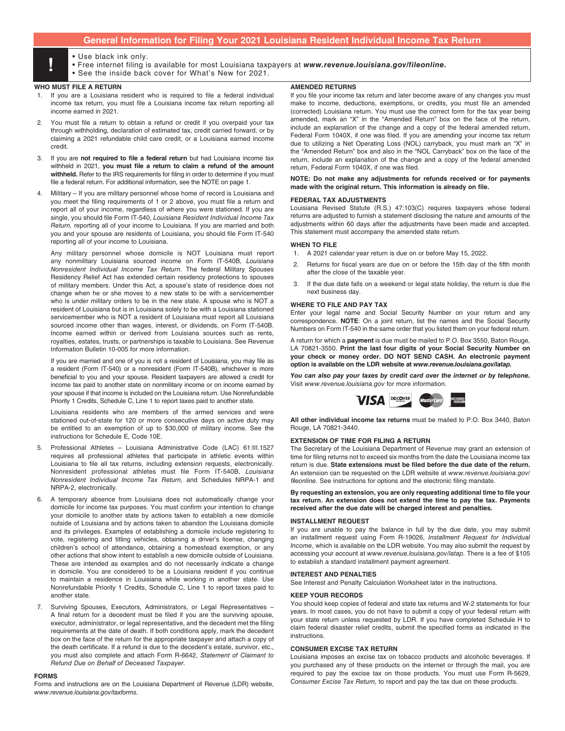## General Information for Filing Your 2021 Louisiana Resident Individual Income Tax Return

**!**

- Use black ink only.
- Free internet filing is available for most Louisiana taxpayers at ***www.revenue.louisiana.gov/fileonline.***
- See the inside back cover for What's New for 2021.

### WHO MUST FILE A RETURN

1. If you are a Louisiana resident who is required to file a federal individual income tax return, you must file a Louisiana income tax return reporting all income earned in 2021.
2. You must file a return to obtain a refund or credit if you overpaid your tax through withholding, declaration of estimated tax, credit carried forward, or by claiming a 2021 refundable child care credit, or a Louisiana earned income credit.
3. If you are **not required to file a federal return** but had Louisiana income tax withheld in 2021, **you must file a return to claim a refund of the amount withheld.** Refer to the IRS requirements for filing in order to determine if you must file a federal return. For additional information, see the NOTE on page 1.
4. Military – If you are military personnel whose home of record is Louisiana and you meet the filing requirements of 1 or 2 above, you must file a return and report all of your income, regardless of where you were stationed. If you are single, you should file Form IT-540, *Louisiana Resident Individual Income Tax Return,* reporting all of your income to Louisiana. If you are married and both you and your spouse are residents of Louisiana, you should file Form IT-540 reporting all of your income to Louisiana.

   Any military personnel whose domicile is NOT Louisiana must report any nonmilitary Louisiana sourced income on Form IT-540B, *Louisiana Nonresident Individual Income Tax Return*. The federal Military Spouses Residency Relief Act has extended certain residency protections to spouses of military members. Under this Act, a spouse's state of residence does not change when he or she moves to a new state to be with a servicemember who is under military orders to be in the new state. A spouse who is NOT a resident of Louisiana but is in Louisiana solely to be with a Louisiana stationed servicemember who is NOT a resident of Louisiana must report all Louisiana sourced income other than wages, interest, or dividends, on Form IT-540B. Income earned within or derived from Louisiana sources such as rents, royalties, estates, trusts, or partnerships is taxable to Louisiana. See Revenue Information Bulletin 10-005 for more information.

   If you are married and one of you is not a resident of Louisiana, you may file as a resident (Form IT-540) or a nonresident (Form IT-540B), whichever is more beneficial to you and your spouse. Resident taxpayers are allowed a credit for income tax paid to another state on nonmilitary income or on income earned by your spouse if that income is included on the Louisiana return. Use Nonrefundable Priority 1 Credits, Schedule C, Line 1 to report taxes paid to another state.

   Louisiana residents who are members of the armed services and were stationed out-of-state for 120 or more consecutive days on active duty may be entitled to an exemption of up to $30,000 of military income. See the instructions for Schedule E, Code 10E.
5. Professional Athletes – Louisiana Administrative Code (LAC) 61:III.1527 requires all professional athletes that participate in athletic events within Louisiana to file all tax returns, including extension requests, electronically. Nonresident professional athletes must file Form IT-540B, *Louisiana Nonresident Individual Income Tax Return,* and Schedules NRPA-1 and NRPA-2, electronically.
6. A temporary absence from Louisiana does not automatically change your domicile for income tax purposes. You must confirm your intention to change your domicile to another state by actions taken to establish a new domicile outside of Louisiana and by actions taken to abandon the Louisiana domicile and its privileges. Examples of establishing a domicile include registering to vote, registering and titling vehicles, obtaining a driver's license, changing children's school of attendance, obtaining a homestead exemption, or any other actions that show intent to establish a new domicile outside of Louisiana. These are intended as examples and do not necessarily indicate a change in domicile. You are considered to be a Louisiana resident if you continue to maintain a residence in Louisiana while working in another state. Use Nonrefundable Priority 1 Credits, Schedule C, Line 1 to report taxes paid to another state.
7. Surviving Spouses, Executors, Administrators, or Legal Representatives – A final return for a decedent must be filed if you are the surviving spouse, executor, administrator, or legal representative, and the decedent met the filing requirements at the date of death. If both conditions apply, mark the decedent box on the face of the return for the appropriate taxpayer and attach a copy of the death certificate. If a refund is due to the decedent's estate, survivor, etc., you must also complete and attach Form R-6642, *Statement of Claimant to Refund Due on Behalf of Deceased Taxpayer.*

### FORMS

Forms and instructions are on the Louisiana Department of Revenue (LDR) website, *www.revenue.louisiana.gov/taxforms.*

### AMENDED RETURNS

If you file your income tax return and later become aware of any changes you must make to income, deductions, exemptions, or credits, you must file an amended (corrected) Louisiana return. You must use the correct form for the tax year being amended, mark an "X" in the "Amended Return" box on the face of the return, include an explanation of the change and a copy of the federal amended return, Federal Form 1040X, if one was filed. If you are amending your income tax return due to utilizing a Net Operating Loss (NOL) carryback, you must mark an "X" in the "Amended Return" box and also in the "NOL Carryback" box on the face of the return, include an explanation of the change and a copy of the federal amended return, Federal Form 1040X, if one was filed.

**NOTE: Do not make any adjustments for refunds received or for payments made with the original return. This information is already on file.**

### FEDERAL TAX ADJUSTMENTS

Louisiana Revised Statute (R.S.) 47:103(C) requires taxpayers whose federal returns are adjusted to furnish a statement disclosing the nature and amounts of the adjustments within 60 days after the adjustments have been made and accepted. This statement must accompany the amended state return.

### WHEN TO FILE

1. A 2021 calendar year return is due on or before May 15, 2022.
2. Returns for fiscal years are due on or before the 15th day of the fifth month after the close of the taxable year.
3. If the due date falls on a weekend or legal state holiday, the return is due the next business day.

### WHERE TO FILE AND PAY TAX

Enter your legal name and Social Security Number on your return and any correspondence. **NOTE**: On a joint return, list the names and the Social Security Numbers on Form IT-540 in the same order that you listed them on your federal return.

A return for which a **payment** is due must be mailed to P.O. Box 3550, Baton Rouge, LA 70821-3550. **Print the last four digits of your Social Security Number on your check or money order. DO NOT SEND CASH. An electronic payment option is available on the LDR website at *www.revenue.louisiana.gov/latap.***

***You can also pay your taxes by credit card over the internet or by telephone.*** Visit *www.revenue.louisiana.gov* for more information.

**All other individual income tax returns** must be mailed to P.O. Box 3440, Baton Rouge, LA 70821-3440.

### EXTENSION OF TIME FOR FILING A RETURN

The Secretary of the Louisiana Department of Revenue may grant an extension of time for filing returns not to exceed six months from the date the Louisiana income tax return is due. **State extensions must be filed before the due date of the return.** An extension can be requested on the LDR website at *www.revenue.louisiana.gov/fileonline.* See instructions for options and the electronic filing mandate.

**By requesting an extension, you are only requesting additional time to file your tax return. An extension does not extend the time to pay the tax. Payments received after the due date will be charged interest and penalties.**

### INSTALLMENT REQUEST

If you are unable to pay the balance in full by the due date, you may submit an installment request using Form R-19026, *Installment Request for Individual Income*, which is available on the LDR website. You may also submit the request by accessing your account at *www.revenue.louisiana.gov/latap.* There is a fee of $105 to establish a standard installment payment agreement.

### INTEREST AND PENALTIES

See Interest and Penalty Calculation Worksheet later in the instructions.

### KEEP YOUR RECORDS

You should keep copies of federal and state tax returns and W-2 statements for four years. In most cases, you do not have to submit a copy of your federal return with your state return unless requested by LDR. If you have completed Schedule H to claim federal disaster relief credits, submit the specified forms as indicated in the instructions.

### CONSUMER EXCISE TAX RETURN

Louisiana imposes an excise tax on tobacco products and alcoholic beverages. If you purchased any of these products on the internet or through the mail, you are required to pay the excise tax on those products. You must use Form R-5629, *Consumer Excise Tax Return,* to report and pay the tax due on these products.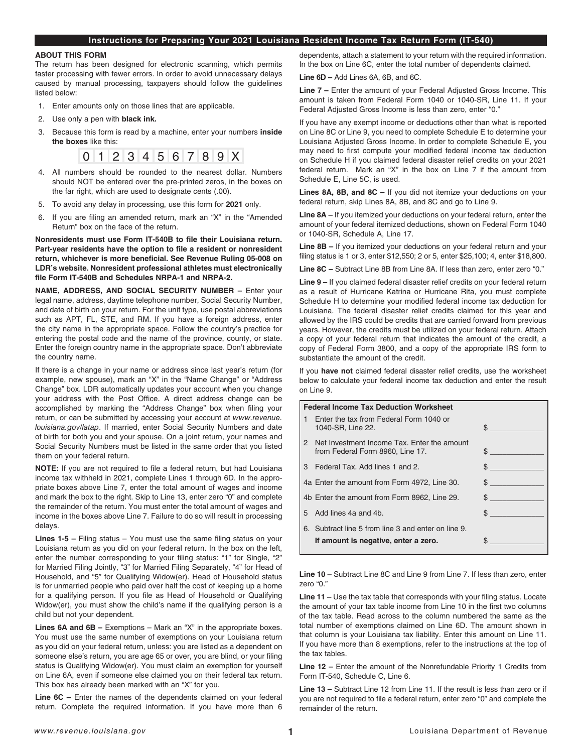## Instructions for Preparing Your 2021 Louisiana Resident Income Tax Return Form (IT-540)

**ABOUT THIS FORM**

The return has been designed for electronic scanning, which permits faster processing with fewer errors. In order to avoid unnecessary delays caused by manual processing, taxpayers should follow the guidelines listed below:

1. Enter amounts only on those lines that are applicable.
2. Use only a pen with **black ink.**
3. Because this form is read by a machine, enter your numbers **inside the boxes** like this:

   0 1 2 3 4 5 6 7 8 9 X

4. All numbers should be rounded to the nearest dollar. Numbers should NOT be entered over the pre-printed zeros, in the boxes on the far right, which are used to designate cents (.00).
5. To avoid any delay in processing, use this form for **2021** only.
6. If you are filing an amended return, mark an "X" in the "Amended Return" box on the face of the return.

**Nonresidents must use Form IT-540B to file their Louisiana return. Part-year residents have the option to file a resident or nonresident return, whichever is more beneficial. See Revenue Ruling 05-008 on LDR's website. Nonresident professional athletes must electronically file Form IT-540B and Schedules NRPA-1 and NRPA-2.**

**NAME, ADDRESS, AND SOCIAL SECURITY NUMBER –** Enter your legal name, address, daytime telephone number, Social Security Number, and date of birth on your return. For the unit type, use postal abbreviations such as APT, FL, STE, and RM. If you have a foreign address, enter the city name in the appropriate space. Follow the country's practice for entering the postal code and the name of the province, county, or state. Enter the foreign country name in the appropriate space. Don't abbreviate the country name.

If there is a change in your name or address since last year's return (for example, new spouse), mark an "X" in the "Name Change" or "Address Change" box. LDR automatically updates your account when you change your address with the Post Office. A direct address change can be accomplished by marking the "Address Change" box when filing your return, or can be submitted by accessing your account at *www.revenue.louisiana.gov/latap*. If married, enter Social Security Numbers and date of birth for both you and your spouse. On a joint return, your names and Social Security Numbers must be listed in the same order that you listed them on your federal return.

**NOTE:** If you are not required to file a federal return, but had Louisiana income tax withheld in 2021, complete Lines 1 through 6D. In the appropriate boxes above Line 7, enter the total amount of wages and income and mark the box to the right. Skip to Line 13, enter zero "0" and complete the remainder of the return. You must enter the total amount of wages and income in the boxes above Line 7. Failure to do so will result in processing delays.

**Lines 1-5 –** Filing status – You must use the same filing status on your Louisiana return as you did on your federal return. In the box on the left, enter the number corresponding to your filing status: "1" for Single, "2" for Married Filing Jointly, "3" for Married Filing Separately, "4" for Head of Household, and "5" for Qualifying Widow(er). Head of Household status is for unmarried people who paid over half the cost of keeping up a home for a qualifying person. If you file as Head of Household or Qualifying Widow(er), you must show the child's name if the qualifying person is a child but not your dependent.

**Lines 6A and 6B –** Exemptions – Mark an "X" in the appropriate boxes. You must use the same number of exemptions on your Louisiana return as you did on your federal return, unless: you are listed as a dependent on someone else's return, you are age 65 or over, you are blind, or your filing status is Qualifying Widow(er). You must claim an exemption for yourself on Line 6A, even if someone else claimed you on their federal tax return. This box has already been marked with an "X" for you.

**Line 6C –** Enter the names of the dependents claimed on your federal return. Complete the required information. If you have more than 6 dependents, attach a statement to your return with the required information. In the box on Line 6C, enter the total number of dependents claimed.

**Line 6D –** Add Lines 6A, 6B, and 6C.

**Line 7 –** Enter the amount of your Federal Adjusted Gross Income. This amount is taken from Federal Form 1040 or 1040-SR, Line 11. If your Federal Adjusted Gross Income is less than zero, enter "0."

If you have any exempt income or deductions other than what is reported on Line 8C or Line 9, you need to complete Schedule E to determine your Louisiana Adjusted Gross Income. In order to complete Schedule E, you may need to first compute your modified federal income tax deduction on Schedule H if you claimed federal disaster relief credits on your 2021 federal return. Mark an "X" in the box on Line 7 if the amount from Schedule E, Line 5C, is used.

**Lines 8A, 8B, and 8C –** If you did not itemize your deductions on your federal return, skip Lines 8A, 8B, and 8C and go to Line 9.

**Line 8A –** If you itemized your deductions on your federal return, enter the amount of your federal itemized deductions, shown on Federal Form 1040 or 1040-SR, Schedule A, Line 17.

**Line 8B –** If you itemized your deductions on your federal return and your filing status is 1 or 3, enter $12,550; 2 or 5, enter $25,100; 4, enter $18,800.

**Line 8C –** Subtract Line 8B from Line 8A. If less than zero, enter zero "0."

**Line 9 –** If you claimed federal disaster relief credits on your federal return as a result of Hurricane Katrina or Hurricane Rita, you must complete Schedule H to determine your modified federal income tax deduction for Louisiana. The federal disaster relief credits claimed for this year and allowed by the IRS could be credits that are carried forward from previous years. However, the credits must be utilized on your federal return. Attach a copy of your federal return that indicates the amount of the credit, a copy of Federal Form 3800, and a copy of the appropriate IRS form to substantiate the amount of the credit.

If you **have not** claimed federal disaster relief credits, use the worksheet below to calculate your federal income tax deduction and enter the result on Line 9.

| **Federal Income Tax Deduction Worksheet** | |
|---|---|
| 1 Enter the tax from Federal Form 1040 or 1040-SR, Line 22. | $ |
| 2 Net Investment Income Tax. Enter the amount from Federal Form 8960, Line 17. | $ |
| 3 Federal Tax. Add lines 1 and 2. | $ |
| 4a Enter the amount from Form 4972, Line 30. | $ |
| 4b Enter the amount from Form 8962, Line 29. | $ |
| 5 Add lines 4a and 4b. | $ |
| 6. Subtract line 5 from line 3 and enter on line 9. **If amount is negative, enter a zero.** | $ |

**Line 10** – Subtract Line 8C and Line 9 from Line 7. If less than zero, enter zero "0."

**Line 11 –** Use the tax table that corresponds with your filing status. Locate the amount of your tax table income from Line 10 in the first two columns of the tax table. Read across to the column numbered the same as the total number of exemptions claimed on Line 6D. The amount shown in that column is your Louisiana tax liability. Enter this amount on Line 11. If you have more than 8 exemptions, refer to the instructions at the top of the tax tables.

**Line 12 –** Enter the amount of the Nonrefundable Priority 1 Credits from Form IT-540, Schedule C, Line 6.

**Line 13 –** Subtract Line 12 from Line 11. If the result is less than zero or if you are not required to file a federal return, enter zero "0" and complete the remainder of the return.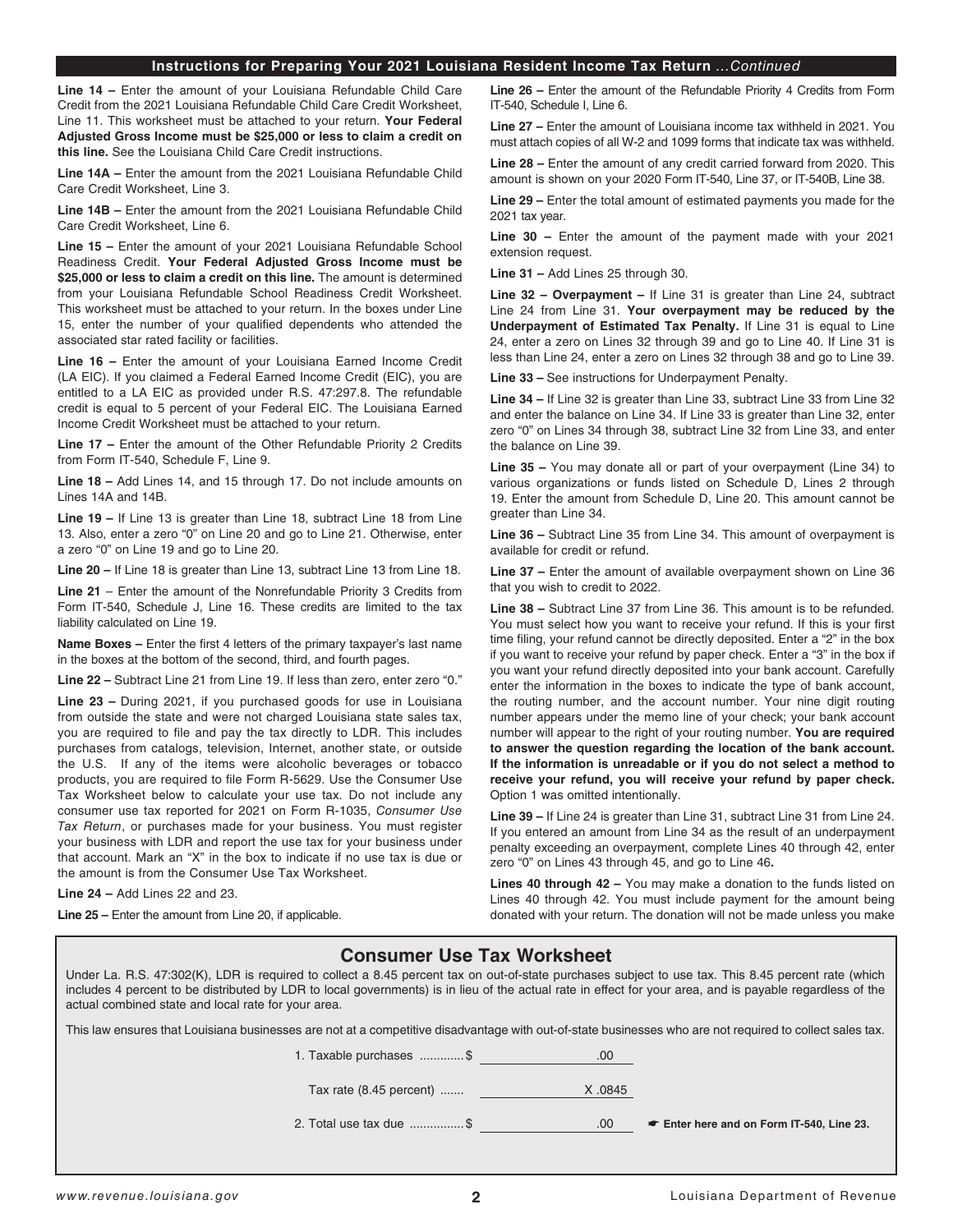## Instructions for Preparing Your 2021 Louisiana Resident Income Tax Return *...Continued*

**Line 14 –** Enter the amount of your Louisiana Refundable Child Care Credit from the 2021 Louisiana Refundable Child Care Credit Worksheet, Line 11. This worksheet must be attached to your return. **Your Federal Adjusted Gross Income must be $25,000 or less to claim a credit on this line.** See the Louisiana Child Care Credit instructions.

**Line 14A –** Enter the amount from the 2021 Louisiana Refundable Child Care Credit Worksheet, Line 3.

**Line 14B –** Enter the amount from the 2021 Louisiana Refundable Child Care Credit Worksheet, Line 6.

**Line 15 –** Enter the amount of your 2021 Louisiana Refundable School Readiness Credit. **Your Federal Adjusted Gross Income must be $25,000 or less to claim a credit on this line.** The amount is determined from your Louisiana Refundable School Readiness Credit Worksheet. This worksheet must be attached to your return. In the boxes under Line 15, enter the number of your qualified dependents who attended the associated star rated facility or facilities.

**Line 16 –** Enter the amount of your Louisiana Earned Income Credit (LA EIC). If you claimed a Federal Earned Income Credit (EIC), you are entitled to a LA EIC as provided under R.S. 47:297.8. The refundable credit is equal to 5 percent of your Federal EIC. The Louisiana Earned Income Credit Worksheet must be attached to your return.

**Line 17 –** Enter the amount of the Other Refundable Priority 2 Credits from Form IT-540, Schedule F, Line 9.

**Line 18 –** Add Lines 14, and 15 through 17. Do not include amounts on Lines 14A and 14B.

**Line 19 –** If Line 13 is greater than Line 18, subtract Line 18 from Line 13. Also, enter a zero "0" on Line 20 and go to Line 21. Otherwise, enter a zero "0" on Line 19 and go to Line 20.

**Line 20 –** If Line 18 is greater than Line 13, subtract Line 13 from Line 18.

**Line 21** – Enter the amount of the Nonrefundable Priority 3 Credits from Form IT-540, Schedule J, Line 16. These credits are limited to the tax liability calculated on Line 19.

**Name Boxes –** Enter the first 4 letters of the primary taxpayer's last name in the boxes at the bottom of the second, third, and fourth pages.

**Line 22 –** Subtract Line 21 from Line 19. If less than zero, enter zero "0."

**Line 23 –** During 2021, if you purchased goods for use in Louisiana from outside the state and were not charged Louisiana state sales tax, you are required to file and pay the tax directly to LDR. This includes purchases from catalogs, television, Internet, another state, or outside the U.S. If any of the items were alcoholic beverages or tobacco products, you are required to file Form R-5629. Use the Consumer Use Tax Worksheet below to calculate your use tax. Do not include any consumer use tax reported for 2021 on Form R-1035, *Consumer Use Tax Return*, or purchases made for your business. You must register your business with LDR and report the use tax for your business under that account. Mark an "X" in the box to indicate if no use tax is due or the amount is from the Consumer Use Tax Worksheet.

**Line 24 –** Add Lines 22 and 23.

**Line 25 –** Enter the amount from Line 20, if applicable.

**Line 26 –** Enter the amount of the Refundable Priority 4 Credits from Form IT-540, Schedule I, Line 6.

**Line 27 –** Enter the amount of Louisiana income tax withheld in 2021. You must attach copies of all W-2 and 1099 forms that indicate tax was withheld.

**Line 28 –** Enter the amount of any credit carried forward from 2020. This amount is shown on your 2020 Form IT-540, Line 37, or IT-540B, Line 38.

**Line 29 –** Enter the total amount of estimated payments you made for the 2021 tax year.

**Line 30 –** Enter the amount of the payment made with your 2021 extension request.

**Line 31 –** Add Lines 25 through 30.

**Line 32 – Overpayment –** If Line 31 is greater than Line 24, subtract Line 24 from Line 31. **Your overpayment may be reduced by the Underpayment of Estimated Tax Penalty.** If Line 31 is equal to Line 24, enter a zero on Lines 32 through 39 and go to Line 40. If Line 31 is less than Line 24, enter a zero on Lines 32 through 38 and go to Line 39.

**Line 33 –** See instructions for Underpayment Penalty.

**Line 34 –** If Line 32 is greater than Line 33, subtract Line 33 from Line 32 and enter the balance on Line 34. If Line 33 is greater than Line 32, enter zero "0" on Lines 34 through 38, subtract Line 32 from Line 33, and enter the balance on Line 39.

**Line 35 –** You may donate all or part of your overpayment (Line 34) to various organizations or funds listed on Schedule D, Lines 2 through 19. Enter the amount from Schedule D, Line 20. This amount cannot be greater than Line 34.

**Line 36 –** Subtract Line 35 from Line 34. This amount of overpayment is available for credit or refund.

**Line 37 –** Enter the amount of available overpayment shown on Line 36 that you wish to credit to 2022.

**Line 38 –** Subtract Line 37 from Line 36. This amount is to be refunded. You must select how you want to receive your refund. If this is your first time filing, your refund cannot be directly deposited. Enter a "2" in the box if you want to receive your refund by paper check. Enter a "3" in the box if you want your refund directly deposited into your bank account. Carefully enter the information in the boxes to indicate the type of bank account, the routing number, and the account number. Your nine digit routing number appears under the memo line of your check; your bank account number will appear to the right of your routing number. **You are required to answer the question regarding the location of the bank account. If the information is unreadable or if you do not select a method to receive your refund, you will receive your refund by paper check.** Option 1 was omitted intentionally.

**Line 39 –** If Line 24 is greater than Line 31, subtract Line 31 from Line 24. If you entered an amount from Line 34 as the result of an underpayment penalty exceeding an overpayment, complete Lines 40 through 42, enter zero "0" on Lines 43 through 45, and go to Line 46**.**

**Lines 40 through 42 –** You may make a donation to the funds listed on Lines 40 through 42. You must include payment for the amount being donated with your return. The donation will not be made unless you make

### Consumer Use Tax Worksheet

Under La. R.S. 47:302(K), LDR is required to collect a 8.45 percent tax on out-of-state purchases subject to use tax. This 8.45 percent rate (which includes 4 percent to be distributed by LDR to local governments) is in lieu of the actual rate in effect for your area, and is payable regardless of the actual combined state and local rate for your area.

This law ensures that Louisiana businesses are not at a competitive disadvantage with out-of-state businesses who are not required to collect sales tax.

| | | |
|---|---|---|
| 1. Taxable purchases ............$ | .00 | |
| Tax rate (8.45 percent) ....... | X .0845 | |
| 2. Total use tax due ................$ | .00 | ☛ **Enter here and on Form IT-540, Line 23.** |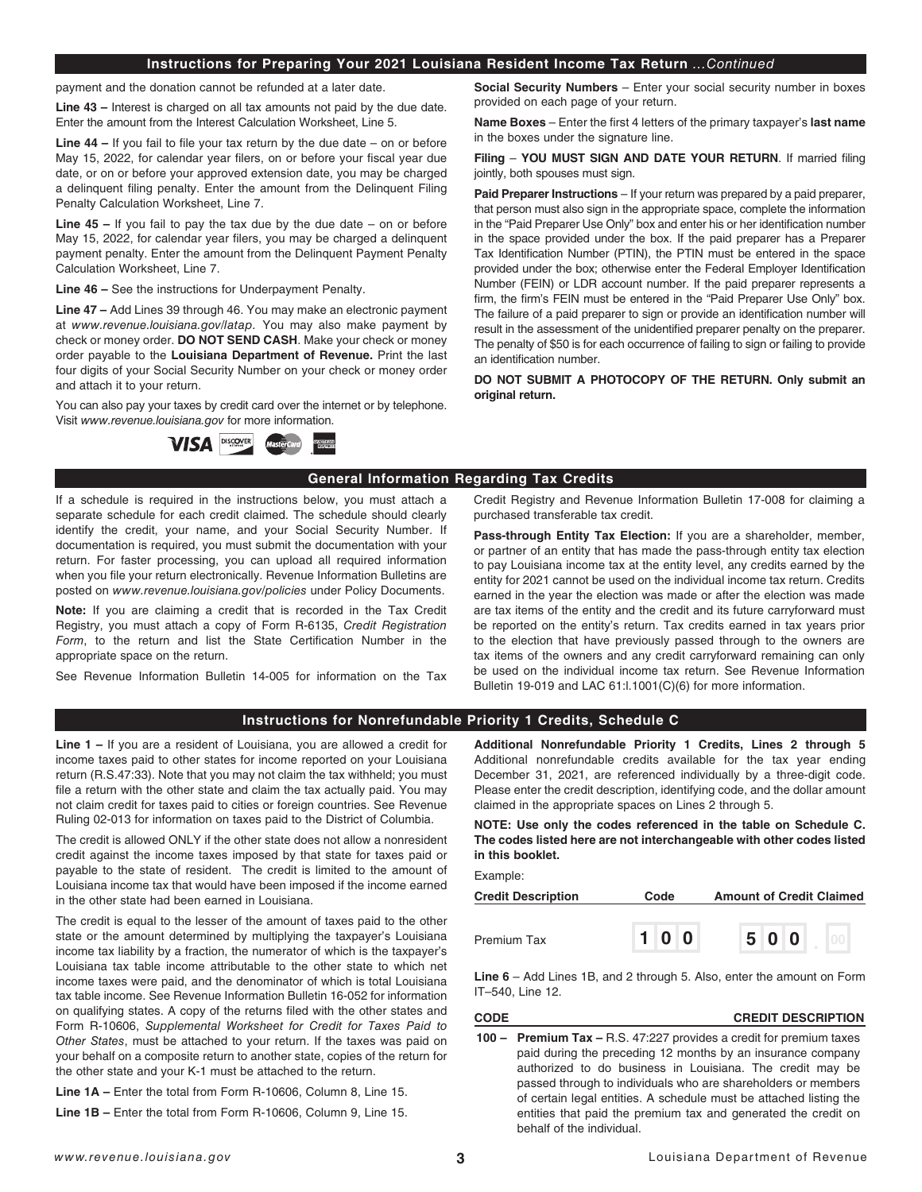## Instructions for Preparing Your 2021 Louisiana Resident Income Tax Return *...Continued*

payment and the donation cannot be refunded at a later date.

**Line 43 –** Interest is charged on all tax amounts not paid by the due date. Enter the amount from the Interest Calculation Worksheet, Line 5.

**Line 44 –** If you fail to file your tax return by the due date – on or before May 15, 2022, for calendar year filers, on or before your fiscal year due date, or on or before your approved extension date, you may be charged a delinquent filing penalty. Enter the amount from the Delinquent Filing Penalty Calculation Worksheet, Line 7.

**Line 45 –** If you fail to pay the tax due by the due date – on or before May 15, 2022, for calendar year filers, you may be charged a delinquent payment penalty. Enter the amount from the Delinquent Payment Penalty Calculation Worksheet, Line 7.

**Line 46 –** See the instructions for Underpayment Penalty.

**Line 47 –** Add Lines 39 through 46. You may make an electronic payment at *www.revenue.louisiana.gov/latap*. You may also make payment by check or money order. **DO NOT SEND CASH**. Make your check or money order payable to the **Louisiana Department of Revenue.** Print the last four digits of your Social Security Number on your check or money order and attach it to your return.

You can also pay your taxes by credit card over the internet or by telephone. Visit *www.revenue.louisiana.gov* for more information.

**Social Security Numbers** – Enter your social security number in boxes provided on each page of your return.

**Name Boxes** – Enter the first 4 letters of the primary taxpayer's **last name** in the boxes under the signature line.

**Filing** – **YOU MUST SIGN AND DATE YOUR RETURN**. If married filing jointly, both spouses must sign.

**Paid Preparer Instructions** – If your return was prepared by a paid preparer, that person must also sign in the appropriate space, complete the information in the "Paid Preparer Use Only" box and enter his or her identification number in the space provided under the box. If the paid preparer has a Preparer Tax Identification Number (PTIN), the PTIN must be entered in the space provided under the box; otherwise enter the Federal Employer Identification Number (FEIN) or LDR account number. If the paid preparer represents a firm, the firm's FEIN must be entered in the "Paid Preparer Use Only" box. The failure of a paid preparer to sign or provide an identification number will result in the assessment of the unidentified preparer penalty on the preparer. The penalty of $50 is for each occurrence of failing to sign or failing to provide an identification number.

**DO NOT SUBMIT A PHOTOCOPY OF THE RETURN. Only submit an original return.**

## General Information Regarding Tax Credits

If a schedule is required in the instructions below, you must attach a separate schedule for each credit claimed. The schedule should clearly identify the credit, your name, and your Social Security Number. If documentation is required, you must submit the documentation with your return. For faster processing, you can upload all required information when you file your return electronically. Revenue Information Bulletins are posted on *www.revenue.louisiana.gov/policies* under Policy Documents.

**Note:** If you are claiming a credit that is recorded in the Tax Credit Registry, you must attach a copy of Form R-6135, *Credit Registration Form*, to the return and list the State Certification Number in the appropriate space on the return.

See Revenue Information Bulletin 14-005 for information on the Tax Credit Registry and Revenue Information Bulletin 17-008 for claiming a purchased transferable tax credit.

**Pass-through Entity Tax Election:** If you are a shareholder, member, or partner of an entity that has made the pass-through entity tax election to pay Louisiana income tax at the entity level, any credits earned by the entity for 2021 cannot be used on the individual income tax return. Credits earned in the year the election was made or after the election was made are tax items of the entity and the credit and its future carryforward must be reported on the entity's return. Tax credits earned in tax years prior to the election that have previously passed through to the owners are tax items of the owners and any credit carryforward remaining can only be used on the individual income tax return. See Revenue Information Bulletin 19-019 and LAC 61:I.1001(C)(6) for more information.

## Instructions for Nonrefundable Priority 1 Credits, Schedule C

**Line 1 –** If you are a resident of Louisiana, you are allowed a credit for income taxes paid to other states for income reported on your Louisiana return (R.S.47:33). Note that you may not claim the tax withheld; you must file a return with the other state and claim the tax actually paid. You may not claim credit for taxes paid to cities or foreign countries. See Revenue Ruling 02-013 for information on taxes paid to the District of Columbia.

The credit is allowed ONLY if the other state does not allow a nonresident credit against the income taxes imposed by that state for taxes paid or payable to the state of resident. The credit is limited to the amount of Louisiana income tax that would have been imposed if the income earned in the other state had been earned in Louisiana.

The credit is equal to the lesser of the amount of taxes paid to the other state or the amount determined by multiplying the taxpayer's Louisiana income tax liability by a fraction, the numerator of which is the taxpayer's Louisiana tax table income attributable to the other state to which net income taxes were paid, and the denominator of which is total Louisiana tax table income. See Revenue Information Bulletin 16-052 for information on qualifying states. A copy of the returns filed with the other states and Form R-10606, *Supplemental Worksheet for Credit for Taxes Paid to Other States*, must be attached to your return. If the taxes was paid on your behalf on a composite return to another state, copies of the return for the other state and your K-1 must be attached to the return.

**Line 1A –** Enter the total from Form R-10606, Column 8, Line 15.

**Line 1B –** Enter the total from Form R-10606, Column 9, Line 15.

**Additional Nonrefundable Priority 1 Credits, Lines 2 through 5** Additional nonrefundable credits available for the tax year ending December 31, 2021, are referenced individually by a three-digit code. Please enter the credit description, identifying code, and the dollar amount claimed in the appropriate spaces on Lines 2 through 5.

**NOTE: Use only the codes referenced in the table on Schedule C. The codes listed here are not interchangeable with other codes listed in this booklet.**

Example:

| Credit Description | Code | Amount of Credit Claimed |
|---|---|---|
| Premium Tax | 100 | 500.00 |

**Line 6** – Add Lines 1B, and 2 through 5. Also, enter the amount on Form IT–540, Line 12.

| CODE | CREDIT DESCRIPTION |
|---|---|
| 100 – | **Premium Tax –** R.S. 47:227 provides a credit for premium taxes paid during the preceding 12 months by an insurance company authorized to do business in Louisiana. The credit may be passed through to individuals who are shareholders or members of certain legal entities. A schedule must be attached listing the entities that paid the premium tax and generated the credit on behalf of the individual. |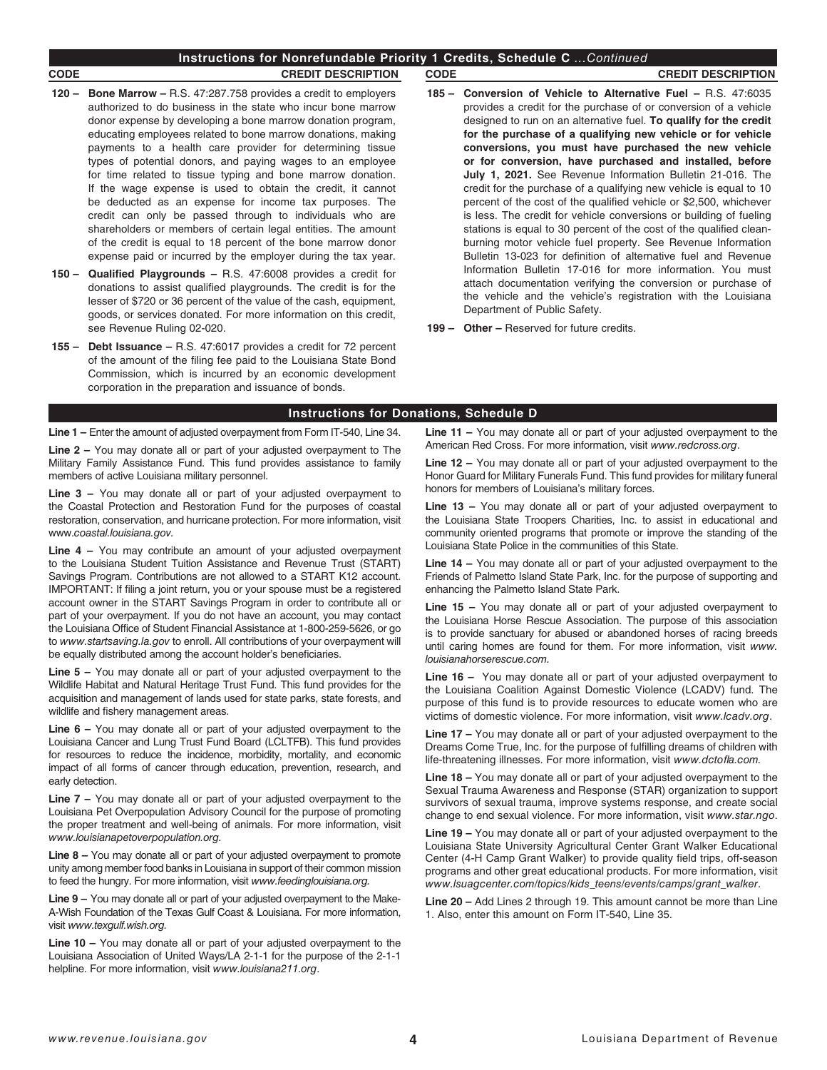## Instructions for Nonrefundable Priority 1 Credits, Schedule C *...Continued*

| CODE | CREDIT DESCRIPTION |
|---|---|

**120 – Bone Marrow –** R.S. 47:287.758 provides a credit to employers authorized to do business in the state who incur bone marrow donor expense by developing a bone marrow donation program, educating employees related to bone marrow donations, making payments to a health care provider for determining tissue types of potential donors, and paying wages to an employee for time related to tissue typing and bone marrow donation. If the wage expense is used to obtain the credit, it cannot be deducted as an expense for income tax purposes. The credit can only be passed through to individuals who are shareholders or members of certain legal entities. The amount of the credit is equal to 18 percent of the bone marrow donor expense paid or incurred by the employer during the tax year.

**150 – Qualified Playgrounds –** R.S. 47:6008 provides a credit for donations to assist qualified playgrounds. The credit is for the lesser of $720 or 36 percent of the value of the cash, equipment, goods, or services donated. For more information on this credit, see Revenue Ruling 02-020.

**155 – Debt Issuance –** R.S. 47:6017 provides a credit for 72 percent of the amount of the filing fee paid to the Louisiana State Bond Commission, which is incurred by an economic development corporation in the preparation and issuance of bonds.

**185 – Conversion of Vehicle to Alternative Fuel –** R.S. 47:6035 provides a credit for the purchase of or conversion of a vehicle designed to run on an alternative fuel. **To qualify for the credit for the purchase of a qualifying new vehicle or for vehicle conversions, you must have purchased the new vehicle or for conversion, have purchased and installed, before July 1, 2021.** See Revenue Information Bulletin 21-016. The credit for the purchase of a qualifying new vehicle is equal to 10 percent of the cost of the qualified vehicle or $2,500, whichever is less. The credit for vehicle conversions or building of fueling stations is equal to 30 percent of the cost of the qualified clean-burning motor vehicle fuel property. See Revenue Information Bulletin 13-023 for definition of alternative fuel and Revenue Information Bulletin 17-016 for more information. You must attach documentation verifying the conversion or purchase of the vehicle and the vehicle's registration with the Louisiana Department of Public Safety.

**199 – Other –** Reserved for future credits.

## Instructions for Donations, Schedule D

**Line 1 –** Enter the amount of adjusted overpayment from Form IT-540, Line 34.

**Line 2 –** You may donate all or part of your adjusted overpayment to The Military Family Assistance Fund. This fund provides assistance to family members of active Louisiana military personnel.

**Line 3 –** You may donate all or part of your adjusted overpayment to the Coastal Protection and Restoration Fund for the purposes of coastal restoration, conservation, and hurricane protection. For more information, visit www.*coastal.louisiana.gov.*

**Line 4 –** You may contribute an amount of your adjusted overpayment to the Louisiana Student Tuition Assistance and Revenue Trust (START) Savings Program. Contributions are not allowed to a START K12 account. IMPORTANT: If filing a joint return, you or your spouse must be a registered account owner in the START Savings Program in order to contribute all or part of your overpayment. If you do not have an account, you may contact the Louisiana Office of Student Financial Assistance at 1-800-259-5626, or go to *www.startsaving.la.gov* to enroll. All contributions of your overpayment will be equally distributed among the account holder's beneficiaries.

**Line 5 –** You may donate all or part of your adjusted overpayment to the Wildlife Habitat and Natural Heritage Trust Fund. This fund provides for the acquisition and management of lands used for state parks, state forests, and wildlife and fishery management areas.

**Line 6 –** You may donate all or part of your adjusted overpayment to the Louisiana Cancer and Lung Trust Fund Board (LCLTFB). This fund provides for resources to reduce the incidence, morbidity, mortality, and economic impact of all forms of cancer through education, prevention, research, and early detection.

**Line 7 –** You may donate all or part of your adjusted overpayment to the Louisiana Pet Overpopulation Advisory Council for the purpose of promoting the proper treatment and well-being of animals. For more information, visit *www.louisianapetoverpopulation.org.*

**Line 8 –** You may donate all or part of your adjusted overpayment to promote unity among member food banks in Louisiana in support of their common mission to feed the hungry. For more information, visit *www.feedinglouisiana.org.*

**Line 9 –** You may donate all or part of your adjusted overpayment to the Make-A-Wish Foundation of the Texas Gulf Coast & Louisiana. For more information, visit *www.texgulf.wish.org.*

**Line 10 –** You may donate all or part of your adjusted overpayment to the Louisiana Association of United Ways/LA 2-1-1 for the purpose of the 2-1-1 helpline. For more information, visit *www.louisiana211.org*.

**Line 11 –** You may donate all or part of your adjusted overpayment to the American Red Cross. For more information, visit *www.redcross.org*.

**Line 12 –** You may donate all or part of your adjusted overpayment to the Honor Guard for Military Funerals Fund. This fund provides for military funeral honors for members of Louisiana's military forces.

**Line 13 –** You may donate all or part of your adjusted overpayment to the Louisiana State Troopers Charities, Inc. to assist in educational and community oriented programs that promote or improve the standing of the Louisiana State Police in the communities of this State.

**Line 14 –** You may donate all or part of your adjusted overpayment to the Friends of Palmetto Island State Park, Inc. for the purpose of supporting and enhancing the Palmetto Island State Park.

**Line 15 –** You may donate all or part of your adjusted overpayment to the Louisiana Horse Rescue Association. The purpose of this association is to provide sanctuary for abused or abandoned horses of racing breeds until caring homes are found for them. For more information, visit *www.louisianahorserescue.com.*

**Line 16 –** You may donate all or part of your adjusted overpayment to the Louisiana Coalition Against Domestic Violence (LCADV) fund. The purpose of this fund is to provide resources to educate women who are victims of domestic violence. For more information, visit *www.lcadv.org*.

**Line 17 –** You may donate all or part of your adjusted overpayment to the Dreams Come True, Inc. for the purpose of fulfilling dreams of children with life-threatening illnesses. For more information, visit *www.dctofla.com.*

**Line 18 –** You may donate all or part of your adjusted overpayment to the Sexual Trauma Awareness and Response (STAR) organization to support survivors of sexual trauma, improve systems response, and create social change to end sexual violence. For more information, visit *www.star.ngo*.

**Line 19 –** You may donate all or part of your adjusted overpayment to the Louisiana State University Agricultural Center Grant Walker Educational Center (4-H Camp Grant Walker) to provide quality field trips, off-season programs and other great educational products. For more information, visit *www.lsuagcenter.com/topics/kids_teens/events/camps/grant_walker*.

**Line 20 –** Add Lines 2 through 19. This amount cannot be more than Line 1. Also, enter this amount on Form IT-540, Line 35.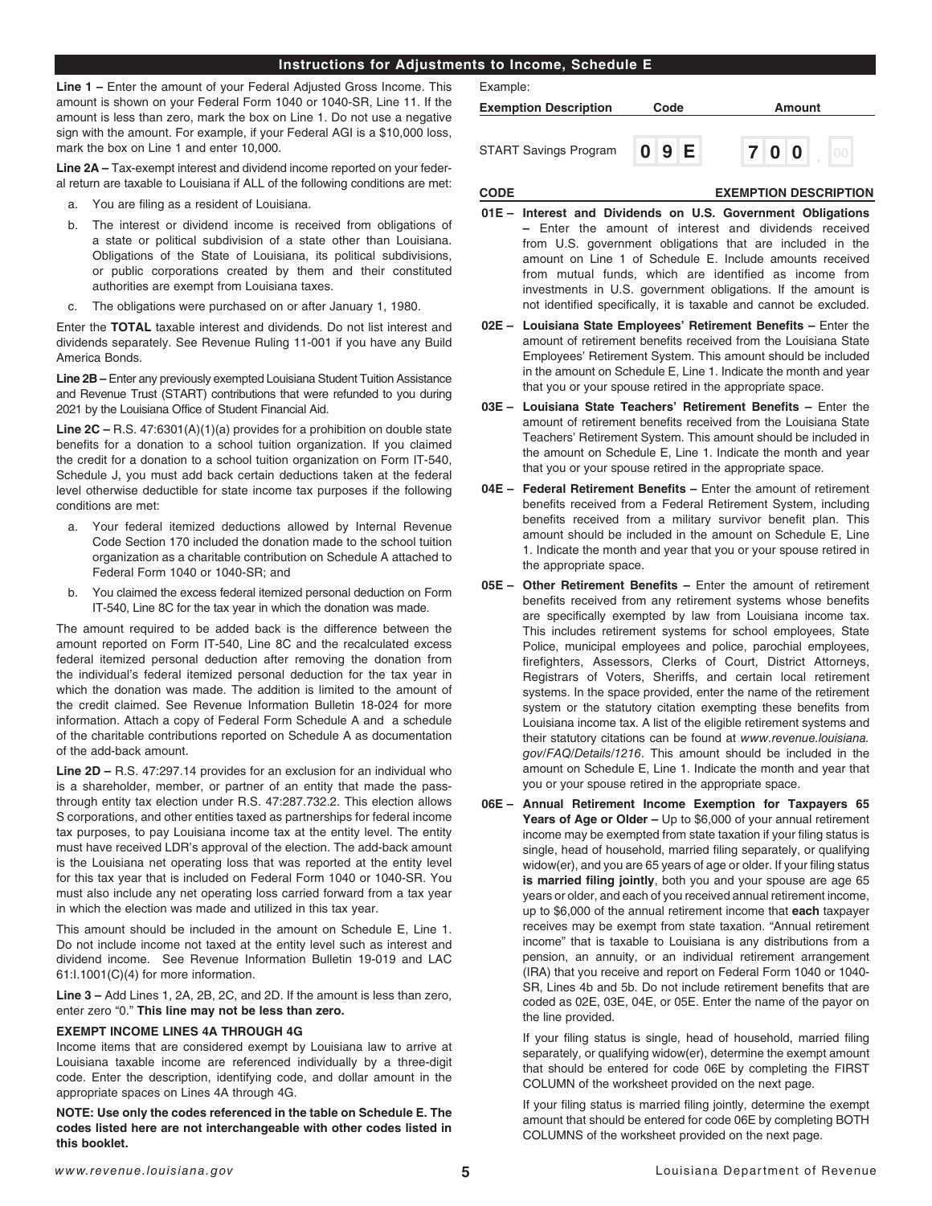## Instructions for Adjustments to Income, Schedule E

**Line 1 –** Enter the amount of your Federal Adjusted Gross Income. This amount is shown on your Federal Form 1040 or 1040-SR, Line 11. If the amount is less than zero, mark the box on Line 1. Do not use a negative sign with the amount. For example, if your Federal AGI is a $10,000 loss, mark the box on Line 1 and enter 10,000.

**Line 2A –** Tax-exempt interest and dividend income reported on your federal return are taxable to Louisiana if ALL of the following conditions are met:

a. You are filing as a resident of Louisiana.

b. The interest or dividend income is received from obligations of a state or political subdivision of a state other than Louisiana. Obligations of the State of Louisiana, its political subdivisions, or public corporations created by them and their constituted authorities are exempt from Louisiana taxes.

c. The obligations were purchased on or after January 1, 1980.

Enter the **TOTAL** taxable interest and dividends. Do not list interest and dividends separately. See Revenue Ruling 11-001 if you have any Build America Bonds.

**Line 2B –** Enter any previously exempted Louisiana Student Tuition Assistance and Revenue Trust (START) contributions that were refunded to you during 2021 by the Louisiana Office of Student Financial Aid.

**Line 2C –** R.S. 47:6301(A)(1)(a) provides for a prohibition on double state benefits for a donation to a school tuition organization. If you claimed the credit for a donation to a school tuition organization on Form IT-540, Schedule J, you must add back certain deductions taken at the federal level otherwise deductible for state income tax purposes if the following conditions are met:

a. Your federal itemized deductions allowed by Internal Revenue Code Section 170 included the donation made to the school tuition organization as a charitable contribution on Schedule A attached to Federal Form 1040 or 1040-SR; and

b. You claimed the excess federal itemized personal deduction on Form IT-540, Line 8C for the tax year in which the donation was made.

The amount required to be added back is the difference between the amount reported on Form IT-540, Line 8C and the recalculated excess federal itemized personal deduction after removing the donation from the individual's federal itemized personal deduction for the tax year in which the donation was made. The addition is limited to the amount of the credit claimed. See Revenue Information Bulletin 18-024 for more information. Attach a copy of Federal Form Schedule A and a schedule of the charitable contributions reported on Schedule A as documentation of the add-back amount.

**Line 2D –** R.S. 47:297.14 provides for an exclusion for an individual who is a shareholder, member, or partner of an entity that made the pass-through entity tax election under R.S. 47:287.732.2. This election allows S corporations, and other entities taxed as partnerships for federal income tax purposes, to pay Louisiana income tax at the entity level. The entity must have received LDR's approval of the election. The add-back amount is the Louisiana net operating loss that was reported at the entity level for this tax year that is included on Federal Form 1040 or 1040-SR. You must also include any net operating loss carried forward from a tax year in which the election was made and utilized in this tax year.

This amount should be included in the amount on Schedule E, Line 1. Do not include income not taxed at the entity level such as interest and dividend income. See Revenue Information Bulletin 19-019 and LAC 61:I.1001(C)(4) for more information.

**Line 3 –** Add Lines 1, 2A, 2B, 2C, and 2D. If the amount is less than zero, enter zero "0." **This line may not be less than zero.**

**EXEMPT INCOME LINES 4A THROUGH 4G**

Income items that are considered exempt by Louisiana law to arrive at Louisiana taxable income are referenced individually by a three-digit code. Enter the description, identifying code, and dollar amount in the appropriate spaces on Lines 4A through 4G.

**NOTE: Use only the codes referenced in the table on Schedule E. The codes listed here are not interchangeable with other codes listed in this booklet.**

Example:

| Exemption Description | Code | Amount |
|---|---|---|
| START Savings Program | 09E | 700.00 |

**CODE — EXEMPTION DESCRIPTION**

**01E – Interest and Dividends on U.S. Government Obligations –** Enter the amount of interest and dividends received from U.S. government obligations that are included in the amount on Line 1 of Schedule E. Include amounts received from mutual funds, which are identified as income from investments in U.S. government obligations. If the amount is not identified specifically, it is taxable and cannot be excluded.

**02E – Louisiana State Employees' Retirement Benefits –** Enter the amount of retirement benefits received from the Louisiana State Employees' Retirement System. This amount should be included in the amount on Schedule E, Line 1. Indicate the month and year that you or your spouse retired in the appropriate space.

**03E – Louisiana State Teachers' Retirement Benefits –** Enter the amount of retirement benefits received from the Louisiana State Teachers' Retirement System. This amount should be included in the amount on Schedule E, Line 1. Indicate the month and year that you or your spouse retired in the appropriate space.

**04E – Federal Retirement Benefits –** Enter the amount of retirement benefits received from a Federal Retirement System, including benefits received from a military survivor benefit plan. This amount should be included in the amount on Schedule E, Line 1. Indicate the month and year that you or your spouse retired in the appropriate space.

**05E – Other Retirement Benefits –** Enter the amount of retirement benefits received from any retirement systems whose benefits are specifically exempted by law from Louisiana income tax. This includes retirement systems for school employees, State Police, municipal employees and police, parochial employees, firefighters, Assessors, Clerks of Court, District Attorneys, Registrars of Voters, Sheriffs, and certain local retirement systems. In the space provided, enter the name of the retirement system or the statutory citation exempting these benefits from Louisiana income tax. A list of the eligible retirement systems and their statutory citations can be found at *www.revenue.louisiana.gov/FAQ/Details/1216*. This amount should be included in the amount on Schedule E, Line 1. Indicate the month and year that you or your spouse retired in the appropriate space.

**06E – Annual Retirement Income Exemption for Taxpayers 65 Years of Age or Older –** Up to $6,000 of your annual retirement income may be exempted from state taxation if your filing status is single, head of household, married filing separately, or qualifying widow(er), and you are 65 years of age or older. If your filing status **is married filing jointly**, both you and your spouse are age 65 years or older, and each of you received annual retirement income, up to $6,000 of the annual retirement income that **each** taxpayer receives may be exempt from state taxation. "Annual retirement income" that is taxable to Louisiana is any distributions from a pension, an annuity, or an individual retirement arrangement (IRA) that you receive and report on Federal Form 1040 or 1040-SR, Lines 4b and 5b. Do not include retirement benefits that are coded as 02E, 03E, 04E, or 05E. Enter the name of the payor on the line provided.

If your filing status is single, head of household, married filing separately, or qualifying widow(er), determine the exempt amount that should be entered for code 06E by completing the FIRST COLUMN of the worksheet provided on the next page.

If your filing status is married filing jointly, determine the exempt amount that should be entered for code 06E by completing BOTH COLUMNS of the worksheet provided on the next page.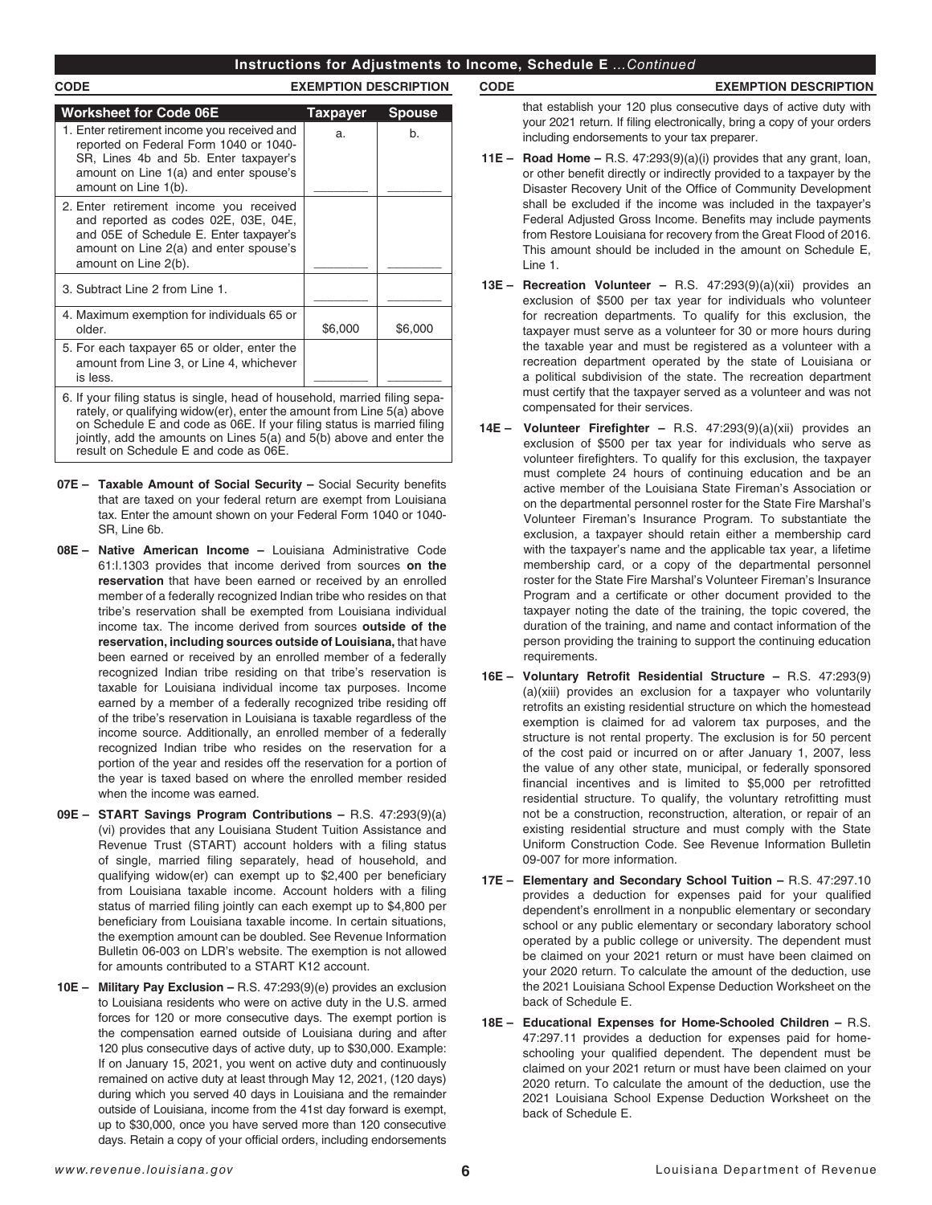## Instructions for Adjustments to Income, Schedule E *...Continued*

| CODE | EXEMPTION DESCRIPTION |
|---|---|

| Worksheet for Code 06E | Taxpayer | Spouse |
|---|---|---|
| 1. Enter retirement income you received and reported on Federal Form 1040 or 1040-SR, Lines 4b and 5b. Enter taxpayer's amount on Line 1(a) and enter spouse's amount on Line 1(b). | a. | b. |
| 2. Enter retirement income you received and reported as codes 02E, 03E, 04E, and 05E of Schedule E. Enter taxpayer's amount on Line 2(a) and enter spouse's amount on Line 2(b). | | |
| 3. Subtract Line 2 from Line 1. | | |
| 4. Maximum exemption for individuals 65 or older. | $6,000 | $6,000 |
| 5. For each taxpayer 65 or older, enter the amount from Line 3, or Line 4, whichever is less. | | |
| 6. If your filing status is single, head of household, married filing separately, or qualifying widow(er), enter the amount from Line 5(a) above on Schedule E and code as 06E. If your filing status is married filing jointly, add the amounts on Lines 5(a) and 5(b) above and enter the result on Schedule E and code as 06E. | | |

**07E – Taxable Amount of Social Security –** Social Security benefits that are taxed on your federal return are exempt from Louisiana tax. Enter the amount shown on your Federal Form 1040 or 1040-SR, Line 6b.

**08E – Native American Income –** Louisiana Administrative Code 61:I.1303 provides that income derived from sources **on the reservation** that have been earned or received by an enrolled member of a federally recognized Indian tribe who resides on that tribe's reservation shall be exempted from Louisiana individual income tax. The income derived from sources **outside of the reservation, including sources outside of Louisiana,** that have been earned or received by an enrolled member of a federally recognized Indian tribe residing on that tribe's reservation is taxable for Louisiana individual income tax purposes. Income earned by a member of a federally recognized tribe residing off of the tribe's reservation in Louisiana is taxable regardless of the income source. Additionally, an enrolled member of a federally recognized Indian tribe who resides on the reservation for a portion of the year and resides off the reservation for a portion of the year is taxed based on where the enrolled member resided when the income was earned.

**09E – START Savings Program Contributions –** R.S. 47:293(9)(a)(vi) provides that any Louisiana Student Tuition Assistance and Revenue Trust (START) account holders with a filing status of single, married filing separately, head of household, and qualifying widow(er) can exempt up to $2,400 per beneficiary from Louisiana taxable income. Account holders with a filing status of married filing jointly can each exempt up to $4,800 per beneficiary from Louisiana taxable income. In certain situations, the exemption amount can be doubled. See Revenue Information Bulletin 06-003 on LDR's website. The exemption is not allowed for amounts contributed to a START K12 account.

**10E – Military Pay Exclusion –** R.S. 47:293(9)(e) provides an exclusion to Louisiana residents who were on active duty in the U.S. armed forces for 120 or more consecutive days. The exempt portion is the compensation earned outside of Louisiana during and after 120 plus consecutive days of active duty, up to $30,000. Example: If on January 15, 2021, you went on active duty and continuously remained on active duty at least through May 12, 2021, (120 days) during which you served 40 days in Louisiana and the remainder outside of Louisiana, income from the 41st day forward is exempt, up to $30,000, once you have served more than 120 consecutive days. Retain a copy of your official orders, including endorsements that establish your 120 plus consecutive days of active duty with your 2021 return. If filing electronically, bring a copy of your orders including endorsements to your tax preparer.

**11E – Road Home –** R.S. 47:293(9)(a)(i) provides that any grant, loan, or other benefit directly or indirectly provided to a taxpayer by the Disaster Recovery Unit of the Office of Community Development shall be excluded if the income was included in the taxpayer's Federal Adjusted Gross Income. Benefits may include payments from Restore Louisiana for recovery from the Great Flood of 2016. This amount should be included in the amount on Schedule E, Line 1.

**13E – Recreation Volunteer –** R.S. 47:293(9)(a)(xii) provides an exclusion of $500 per tax year for individuals who volunteer for recreation departments. To qualify for this exclusion, the taxpayer must serve as a volunteer for 30 or more hours during the taxable year and must be registered as a volunteer with a recreation department operated by the state of Louisiana or a political subdivision of the state. The recreation department must certify that the taxpayer served as a volunteer and was not compensated for their services.

**14E – Volunteer Firefighter –** R.S. 47:293(9)(a)(xii) provides an exclusion of $500 per tax year for individuals who serve as volunteer firefighters. To qualify for this exclusion, the taxpayer must complete 24 hours of continuing education and be an active member of the Louisiana State Fireman's Association or on the departmental personnel roster for the State Fire Marshal's Volunteer Fireman's Insurance Program. To substantiate the exclusion, a taxpayer should retain either a membership card with the taxpayer's name and the applicable tax year, a lifetime membership card, or a copy of the departmental personnel roster for the State Fire Marshal's Volunteer Fireman's Insurance Program and a certificate or other document provided to the taxpayer noting the date of the training, the topic covered, the duration of the training, and name and contact information of the person providing the training to support the continuing education requirements.

**16E – Voluntary Retrofit Residential Structure –** R.S. 47:293(9)(a)(xiii) provides an exclusion for a taxpayer who voluntarily retrofits an existing residential structure on which the homestead exemption is claimed for ad valorem tax purposes, and the structure is not rental property. The exclusion is for 50 percent of the cost paid or incurred on or after January 1, 2007, less the value of any other state, municipal, or federally sponsored financial incentives and is limited to $5,000 per retrofitted residential structure. To qualify, the voluntary retrofitting must not be a construction, reconstruction, alteration, or repair of an existing residential structure and must comply with the State Uniform Construction Code. See Revenue Information Bulletin 09-007 for more information.

**17E – Elementary and Secondary School Tuition –** R.S. 47:297.10 provides a deduction for expenses paid for your qualified dependent's enrollment in a nonpublic elementary or secondary school or any public elementary or secondary laboratory school operated by a public college or university. The dependent must be claimed on your 2021 return or must have been claimed on your 2020 return. To calculate the amount of the deduction, use the 2021 Louisiana School Expense Deduction Worksheet on the back of Schedule E.

**18E – Educational Expenses for Home-Schooled Children –** R.S. 47:297.11 provides a deduction for expenses paid for home-schooling your qualified dependent. The dependent must be claimed on your 2021 return or must have been claimed on your 2020 return. To calculate the amount of the deduction, use the 2021 Louisiana School Expense Deduction Worksheet on the back of Schedule E.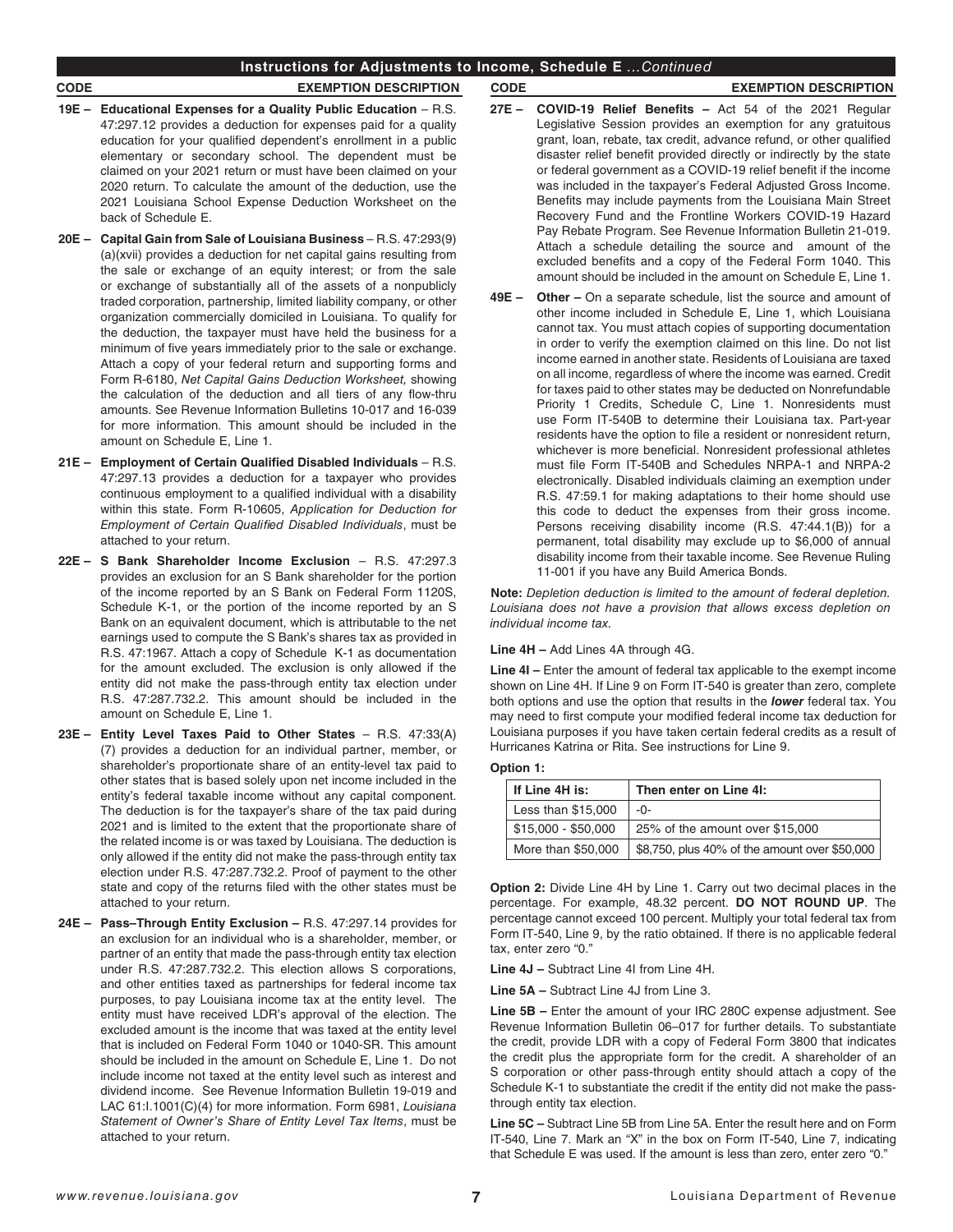## Instructions for Adjustments to Income, Schedule E *...Continued*

**CODE** **EXEMPTION DESCRIPTION**

**19E – Educational Expenses for a Quality Public Education** – R.S. 47:297.12 provides a deduction for expenses paid for a quality education for your qualified dependent's enrollment in a public elementary or secondary school. The dependent must be claimed on your 2021 return or must have been claimed on your 2020 return. To calculate the amount of the deduction, use the 2021 Louisiana School Expense Deduction Worksheet on the back of Schedule E.

**20E – Capital Gain from Sale of Louisiana Business** – R.S. 47:293(9)(a)(xvii) provides a deduction for net capital gains resulting from the sale or exchange of an equity interest; or from the sale or exchange of substantially all of the assets of a nonpublicly traded corporation, partnership, limited liability company, or other organization commercially domiciled in Louisiana. To qualify for the deduction, the taxpayer must have held the business for a minimum of five years immediately prior to the sale or exchange. Attach a copy of your federal return and supporting forms and Form R-6180, *Net Capital Gains Deduction Worksheet,* showing the calculation of the deduction and all tiers of any flow-thru amounts. See Revenue Information Bulletins 10-017 and 16-039 for more information. This amount should be included in the amount on Schedule E, Line 1.

**21E – Employment of Certain Qualified Disabled Individuals** – R.S. 47:297.13 provides a deduction for a taxpayer who provides continuous employment to a qualified individual with a disability within this state. Form R-10605, *Application for Deduction for Employment of Certain Qualified Disabled Individuals*, must be attached to your return.

**22E – S Bank Shareholder Income Exclusion** – R.S. 47:297.3 provides an exclusion for an S Bank shareholder for the portion of the income reported by an S Bank on Federal Form 1120S, Schedule K-1, or the portion of the income reported by an S Bank on an equivalent document, which is attributable to the net earnings used to compute the S Bank's shares tax as provided in R.S. 47:1967. Attach a copy of Schedule K-1 as documentation for the amount excluded. The exclusion is only allowed if the entity did not make the pass-through entity tax election under R.S. 47:287.732.2. This amount should be included in the amount on Schedule E, Line 1.

**23E – Entity Level Taxes Paid to Other States** – R.S. 47:33(A)(7) provides a deduction for an individual partner, member, or shareholder's proportionate share of an entity-level tax paid to other states that is based solely upon net income included in the entity's federal taxable income without any capital component. The deduction is for the taxpayer's share of the tax paid during 2021 and is limited to the extent that the proportionate share of the related income is or was taxed by Louisiana. The deduction is only allowed if the entity did not make the pass-through entity tax election under R.S. 47:287.732.2. Proof of payment to the other state and copy of the returns filed with the other states must be attached to your return.

**24E – Pass–Through Entity Exclusion –** R.S. 47:297.14 provides for an exclusion for an individual who is a shareholder, member, or partner of an entity that made the pass-through entity tax election under R.S. 47:287.732.2. This election allows S corporations, and other entities taxed as partnerships for federal income tax purposes, to pay Louisiana income tax at the entity level. The entity must have received LDR's approval of the election. The excluded amount is the income that was taxed at the entity level that is included on Federal Form 1040 or 1040-SR. This amount should be included in the amount on Schedule E, Line 1. Do not include income not taxed at the entity level such as interest and dividend income. See Revenue Information Bulletin 19-019 and LAC 61:I.1001(C)(4) for more information. Form 6981, *Louisiana Statement of Owner's Share of Entity Level Tax Items*, must be attached to your return.

**27E – COVID-19 Relief Benefits –** Act 54 of the 2021 Regular Legislative Session provides an exemption for any gratuitous grant, loan, rebate, tax credit, advance refund, or other qualified disaster relief benefit provided directly or indirectly by the state or federal government as a COVID-19 relief benefit if the income was included in the taxpayer's Federal Adjusted Gross Income. Benefits may include payments from the Louisiana Main Street Recovery Fund and the Frontline Workers COVID-19 Hazard Pay Rebate Program. See Revenue Information Bulletin 21-019. Attach a schedule detailing the source and amount of the excluded benefits and a copy of the Federal Form 1040. This amount should be included in the amount on Schedule E, Line 1.

**49E – Other –** On a separate schedule, list the source and amount of other income included in Schedule E, Line 1, which Louisiana cannot tax. You must attach copies of supporting documentation in order to verify the exemption claimed on this line. Do not list income earned in another state. Residents of Louisiana are taxed on all income, regardless of where the income was earned. Credit for taxes paid to other states may be deducted on Nonrefundable Priority 1 Credits, Schedule C, Line 1. Nonresidents must use Form IT-540B to determine their Louisiana tax. Part-year residents have the option to file a resident or nonresident return, whichever is more beneficial. Nonresident professional athletes must file Form IT-540B and Schedules NRPA-1 and NRPA-2 electronically. Disabled individuals claiming an exemption under R.S. 47:59.1 for making adaptations to their home should use this code to deduct the expenses from their gross income. Persons receiving disability income (R.S. 47:44.1(B)) for a permanent, total disability may exclude up to $6,000 of annual disability income from their taxable income. See Revenue Ruling 11-001 if you have any Build America Bonds.

**Note:** *Depletion deduction is limited to the amount of federal depletion. Louisiana does not have a provision that allows excess depletion on individual income tax.*

**Line 4H –** Add Lines 4A through 4G.

**Line 4I –** Enter the amount of federal tax applicable to the exempt income shown on Line 4H. If Line 9 on Form IT-540 is greater than zero, complete both options and use the option that results in the ***lower*** federal tax. You may need to first compute your modified federal income tax deduction for Louisiana purposes if you have taken certain federal credits as a result of Hurricanes Katrina or Rita. See instructions for Line 9.

**Option 1:**

| If Line 4H is: | Then enter on Line 4I: |
|---|---|
| Less than $15,000 | -0- |
| $15,000 - $50,000 | 25% of the amount over $15,000 |
| More than $50,000 | $8,750, plus 40% of the amount over $50,000 |

**Option 2:** Divide Line 4H by Line 1. Carry out two decimal places in the percentage. For example, 48.32 percent. **DO NOT ROUND UP**. The percentage cannot exceed 100 percent. Multiply your total federal tax from Form IT-540, Line 9, by the ratio obtained. If there is no applicable federal tax, enter zero "0."

**Line 4J –** Subtract Line 4I from Line 4H.

**Line 5A –** Subtract Line 4J from Line 3.

**Line 5B –** Enter the amount of your IRC 280C expense adjustment. See Revenue Information Bulletin 06–017 for further details. To substantiate the credit, provide LDR with a copy of Federal Form 3800 that indicates the credit plus the appropriate form for the credit. A shareholder of an S corporation or other pass-through entity should attach a copy of the Schedule K-1 to substantiate the credit if the entity did not make the pass-through entity tax election.

**Line 5C –** Subtract Line 5B from Line 5A. Enter the result here and on Form IT-540, Line 7. Mark an "X" in the box on Form IT-540, Line 7, indicating that Schedule E was used. If the amount is less than zero, enter zero "0."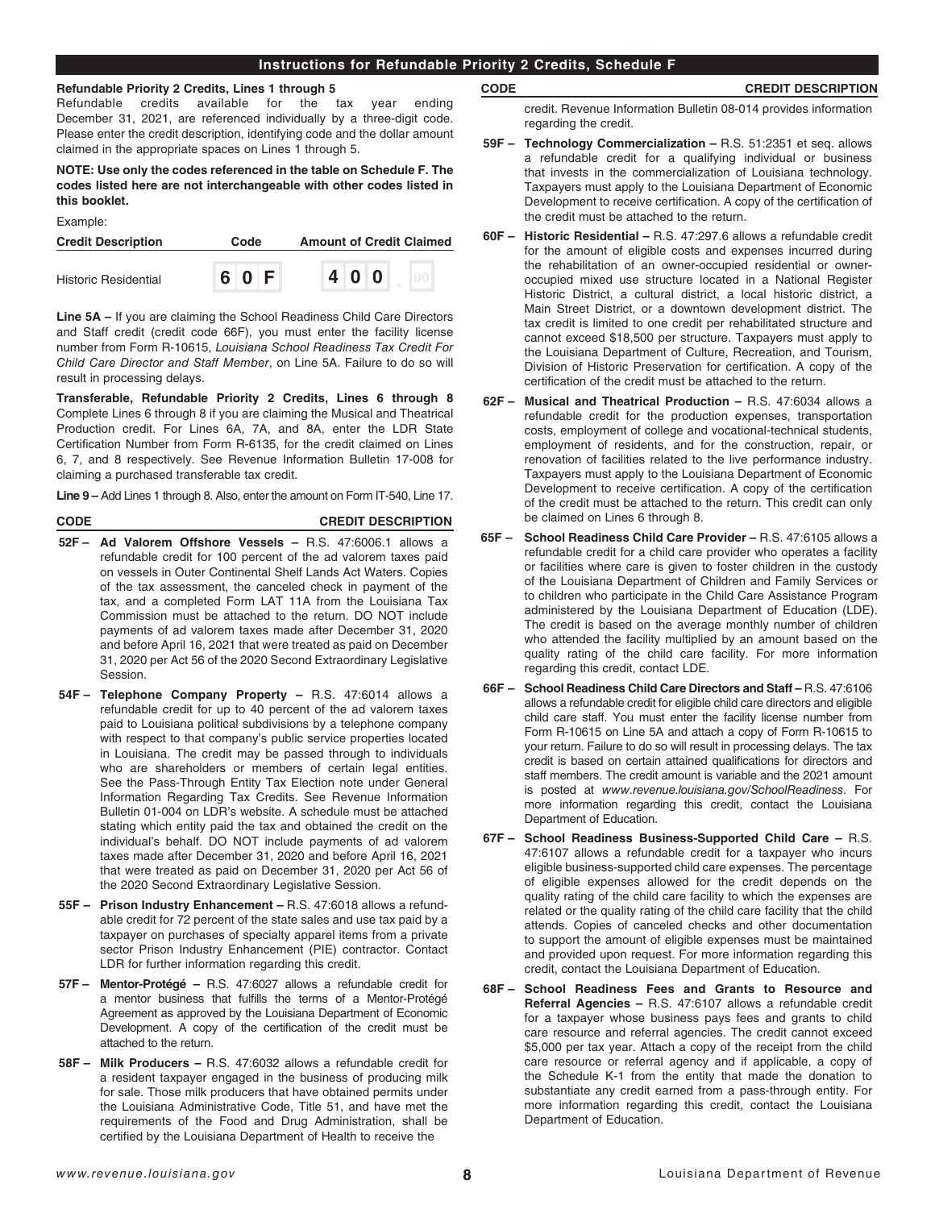## Instructions for Refundable Priority 2 Credits, Schedule F

**Refundable Priority 2 Credits, Lines 1 through 5**
Refundable credits available for the tax year ending December 31, 2021, are referenced individually by a three-digit code. Please enter the credit description, identifying code and the dollar amount claimed in the appropriate spaces on Lines 1 through 5.

**NOTE: Use only the codes referenced in the table on Schedule F. The codes listed here are not interchangeable with other codes listed in this booklet.**

Example:

| Credit Description | Code | Amount of Credit Claimed |
|---|---|---|
| Historic Residential | 60F | 400.00 |

**Line 5A –** If you are claiming the School Readiness Child Care Directors and Staff credit (credit code 66F), you must enter the facility license number from Form R-10615, *Louisiana School Readiness Tax Credit For Child Care Director and Staff Member*, on Line 5A. Failure to do so will result in processing delays.

**Transferable, Refundable Priority 2 Credits, Lines 6 through 8** Complete Lines 6 through 8 if you are claiming the Musical and Theatrical Production credit. For Lines 6A, 7A, and 8A, enter the LDR State Certification Number from Form R-6135, for the credit claimed on Lines 6, 7, and 8 respectively. See Revenue Information Bulletin 17-008 for claiming a purchased transferable tax credit.

**Line 9 –** Add Lines 1 through 8. Also, enter the amount on Form IT-540, Line 17.

| CODE | CREDIT DESCRIPTION |
|---|---|

**52F – Ad Valorem Offshore Vessels –** R.S. 47:6006.1 allows a refundable credit for 100 percent of the ad valorem taxes paid on vessels in Outer Continental Shelf Lands Act Waters. Copies of the tax assessment, the canceled check in payment of the tax, and a completed Form LAT 11A from the Louisiana Tax Commission must be attached to the return. DO NOT include payments of ad valorem taxes made after December 31, 2020 and before April 16, 2021 that were treated as paid on December 31, 2020 per Act 56 of the 2020 Second Extraordinary Legislative Session.

**54F – Telephone Company Property –** R.S. 47:6014 allows a refundable credit for up to 40 percent of the ad valorem taxes paid to Louisiana political subdivisions by a telephone company with respect to that company's public service properties located in Louisiana. The credit may be passed through to individuals who are shareholders or members of certain legal entities. See the Pass-Through Entity Tax Election note under General Information Regarding Tax Credits. See Revenue Information Bulletin 01-004 on LDR's website. A schedule must be attached stating which entity paid the tax and obtained the credit on the individual's behalf. DO NOT include payments of ad valorem taxes made after December 31, 2020 and before April 16, 2021 that were treated as paid on December 31, 2020 per Act 56 of the 2020 Second Extraordinary Legislative Session.

**55F – Prison Industry Enhancement –** R.S. 47:6018 allows a refundable credit for 72 percent of the state sales and use tax paid by a taxpayer on purchases of specialty apparel items from a private sector Prison Industry Enhancement (PIE) contractor. Contact LDR for further information regarding this credit.

**57F – Mentor-Protégé –** R.S. 47:6027 allows a refundable credit for a mentor business that fulfills the terms of a Mentor-Protégé Agreement as approved by the Louisiana Department of Economic Development. A copy of the certification of the credit must be attached to the return.

**58F – Milk Producers –** R.S. 47:6032 allows a refundable credit for a resident taxpayer engaged in the business of producing milk for sale. Those milk producers that have obtained permits under the Louisiana Administrative Code, Title 51, and have met the requirements of the Food and Drug Administration, shall be certified by the Louisiana Department of Health to receive the credit. Revenue Information Bulletin 08-014 provides information regarding the credit.

**59F – Technology Commercialization –** R.S. 51:2351 et seq. allows a refundable credit for a qualifying individual or business that invests in the commercialization of Louisiana technology. Taxpayers must apply to the Louisiana Department of Economic Development to receive certification. A copy of the certification of the credit must be attached to the return.

**60F – Historic Residential –** R.S. 47:297.6 allows a refundable credit for the amount of eligible costs and expenses incurred during the rehabilitation of an owner-occupied residential or owner-occupied mixed use structure located in a National Register Historic District, a cultural district, a local historic district, a Main Street District, or a downtown development district. The tax credit is limited to one credit per rehabilitated structure and cannot exceed $18,500 per structure. Taxpayers must apply to the Louisiana Department of Culture, Recreation, and Tourism, Division of Historic Preservation for certification. A copy of the certification of the credit must be attached to the return.

**62F – Musical and Theatrical Production –** R.S. 47:6034 allows a refundable credit for the production expenses, transportation costs, employment of college and vocational-technical students, employment of residents, and for the construction, repair, or renovation of facilities related to the live performance industry. Taxpayers must apply to the Louisiana Department of Economic Development to receive certification. A copy of the certification of the credit must be attached to the return. This credit can only be claimed on Lines 6 through 8.

**65F – School Readiness Child Care Provider –** R.S. 47:6105 allows a refundable credit for a child care provider who operates a facility or facilities where care is given to foster children in the custody of the Louisiana Department of Children and Family Services or to children who participate in the Child Care Assistance Program administered by the Louisiana Department of Education (LDE). The credit is based on the average monthly number of children who attended the facility multiplied by an amount based on the quality rating of the child care facility. For more information regarding this credit, contact LDE.

**66F – School Readiness Child Care Directors and Staff –** R.S. 47:6106 allows a refundable credit for eligible child care directors and eligible child care staff. You must enter the facility license number from Form R-10615 on Line 5A and attach a copy of Form R-10615 to your return. Failure to do so will result in processing delays. The tax credit is based on certain attained qualifications for directors and staff members. The credit amount is variable and the 2021 amount is posted at *www.revenue.louisiana.gov/SchoolReadiness*. For more information regarding this credit, contact the Louisiana Department of Education.

**67F – School Readiness Business-Supported Child Care –** R.S. 47:6107 allows a refundable credit for a taxpayer who incurs eligible business-supported child care expenses. The percentage of eligible expenses allowed for the credit depends on the quality rating of the child care facility to which the expenses are related or the quality rating of the child care facility that the child attends. Copies of canceled checks and other documentation to support the amount of eligible expenses must be maintained and provided upon request. For more information regarding this credit, contact the Louisiana Department of Education.

**68F – School Readiness Fees and Grants to Resource and Referral Agencies –** R.S. 47:6107 allows a refundable credit for a taxpayer whose business pays fees and grants to child care resource and referral agencies. The credit cannot exceed $5,000 per tax year. Attach a copy of the receipt from the child care resource or referral agency and if applicable, a copy of the Schedule K-1 from the entity that made the donation to substantiate any credit earned from a pass-through entity. For more information regarding this credit, contact the Louisiana Department of Education.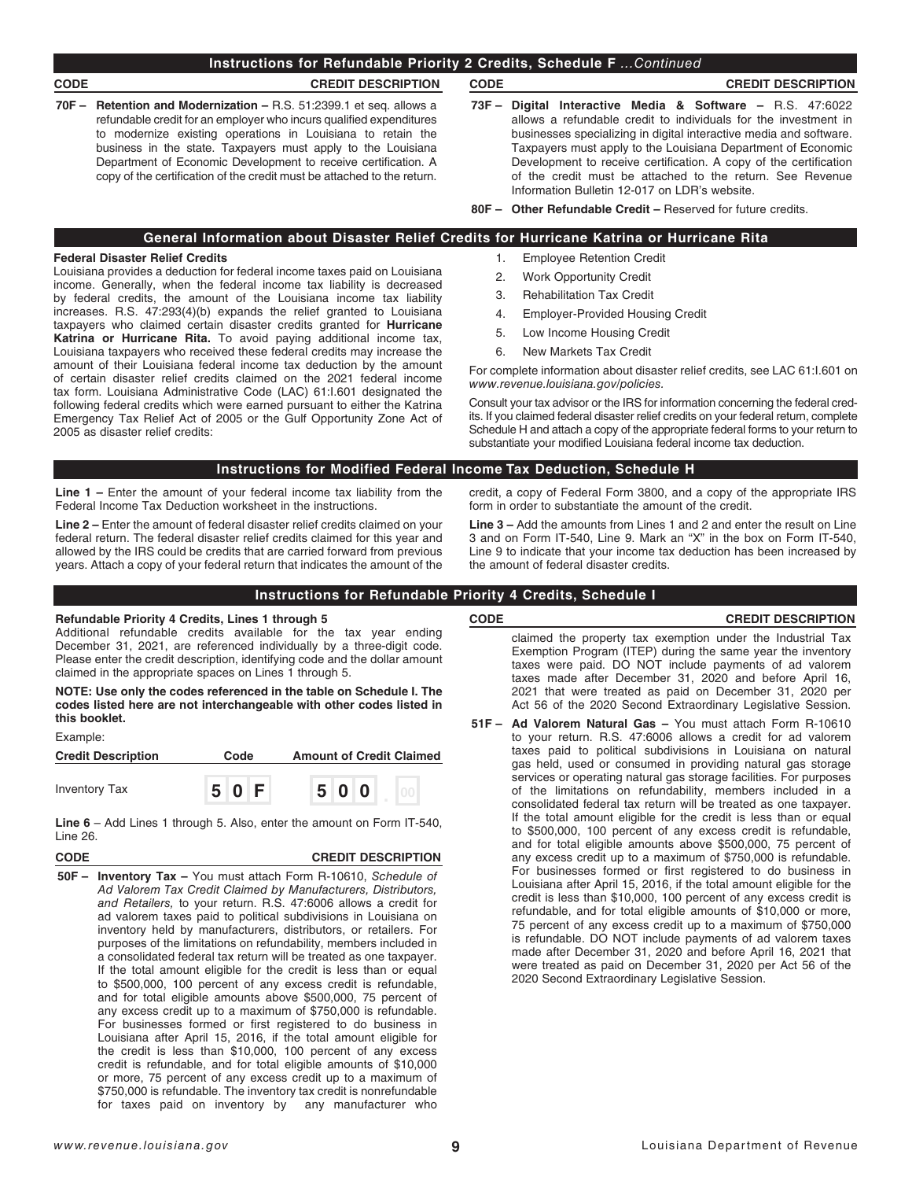## Instructions for Refundable Priority 2 Credits, Schedule F ...*Continued*

| CODE | CREDIT DESCRIPTION |
|---|---|
| **70F –** | **Retention and Modernization –** R.S. 51:2399.1 et seq. allows a refundable credit for an employer who incurs qualified expenditures to modernize existing operations in Louisiana to retain the business in the state. Taxpayers must apply to the Louisiana Department of Economic Development to receive certification. A copy of the certification of the credit must be attached to the return. |
| **73F –** | **Digital Interactive Media & Software –** R.S. 47:6022 allows a refundable credit to individuals for the investment in businesses specializing in digital interactive media and software. Taxpayers must apply to the Louisiana Department of Economic Development to receive certification. A copy of the certification of the credit must be attached to the return. See Revenue Information Bulletin 12-017 on LDR's website. |
| **80F –** | **Other Refundable Credit –** Reserved for future credits. |

## General Information about Disaster Relief Credits for Hurricane Katrina or Hurricane Rita

**Federal Disaster Relief Credits**

Louisiana provides a deduction for federal income taxes paid on Louisiana income. Generally, when the federal income tax liability is decreased by federal credits, the amount of the Louisiana income tax liability increases. R.S. 47:293(4)(b) expands the relief granted to Louisiana taxpayers who claimed certain disaster credits granted for **Hurricane Katrina or Hurricane Rita.** To avoid paying additional income tax, Louisiana taxpayers who received these federal credits may increase the amount of their Louisiana federal income tax deduction by the amount of certain disaster relief credits claimed on the 2021 federal income tax form. Louisiana Administrative Code (LAC) 61:I.601 designated the following federal credits which were earned pursuant to either the Katrina Emergency Tax Relief Act of 2005 or the Gulf Opportunity Zone Act of 2005 as disaster relief credits:

1. Employee Retention Credit
2. Work Opportunity Credit
3. Rehabilitation Tax Credit
4. Employer-Provided Housing Credit
5. Low Income Housing Credit
6. New Markets Tax Credit

For complete information about disaster relief credits, see LAC 61:I.601 on *www.revenue.louisiana.gov/policies.*

Consult your tax advisor or the IRS for information concerning the federal credits. If you claimed federal disaster relief credits on your federal return, complete Schedule H and attach a copy of the appropriate federal forms to your return to substantiate your modified Louisiana federal income tax deduction.

## Instructions for Modified Federal Income Tax Deduction, Schedule H

**Line 1 –** Enter the amount of your federal income tax liability from the Federal Income Tax Deduction worksheet in the instructions.

**Line 2 –** Enter the amount of federal disaster relief credits claimed on your federal return. The federal disaster relief credits claimed for this year and allowed by the IRS could be credits that are carried forward from previous years. Attach a copy of your federal return that indicates the amount of the credit, a copy of Federal Form 3800, and a copy of the appropriate IRS form in order to substantiate the amount of the credit.

**Line 3 –** Add the amounts from Lines 1 and 2 and enter the result on Line 3 and on Form IT-540, Line 9. Mark an "X" in the box on Form IT-540, Line 9 to indicate that your income tax deduction has been increased by the amount of federal disaster credits.

## Instructions for Refundable Priority 4 Credits, Schedule I

**Refundable Priority 4 Credits, Lines 1 through 5**

Additional refundable credits available for the tax year ending December 31, 2021, are referenced individually by a three-digit code. Please enter the credit description, identifying code and the dollar amount claimed in the appropriate spaces on Lines 1 through 5.

**NOTE: Use only the codes referenced in the table on Schedule I. The codes listed here are not interchangeable with other codes listed in this booklet.**

Example:

| Credit Description | Code | Amount of Credit Claimed |
|---|---|---|
| Inventory Tax | 50F | 500.00 |

**Line 6** – Add Lines 1 through 5. Also, enter the amount on Form IT-540, Line 26.

| CODE | CREDIT DESCRIPTION |
|---|---|
| **50F –** | **Inventory Tax –** You must attach Form R-10610, *Schedule of Ad Valorem Tax Credit Claimed by Manufacturers, Distributors, and Retailers,* to your return. R.S. 47:6006 allows a credit for ad valorem taxes paid to political subdivisions in Louisiana on inventory held by manufacturers, distributors, or retailers. For purposes of the limitations on refundability, members included in a consolidated federal tax return will be treated as one taxpayer. If the total amount eligible for the credit is less than or equal to $500,000, 100 percent of any excess credit is refundable, and for total eligible amounts above $500,000, 75 percent of any excess credit up to a maximum of $750,000 is refundable. For businesses formed or first registered to do business in Louisiana after April 15, 2016, if the total amount eligible for the credit is less than $10,000, 100 percent of any excess credit is refundable, and for total eligible amounts of $10,000 or more, 75 percent of any excess credit up to a maximum of $750,000 is refundable. The inventory tax credit is nonrefundable for taxes paid on inventory by any manufacturer who claimed the property tax exemption under the Industrial Tax Exemption Program (ITEP) during the same year the inventory taxes were paid. DO NOT include payments of ad valorem taxes made after December 31, 2020 and before April 16, 2021 that were treated as paid on December 31, 2020 per Act 56 of the 2020 Second Extraordinary Legislative Session. |
| **51F –** | **Ad Valorem Natural Gas –** You must attach Form R-10610 to your return. R.S. 47:6006 allows a credit for ad valorem taxes paid to political subdivisions in Louisiana on natural gas held, used or consumed in providing natural gas storage services or operating natural gas storage facilities. For purposes of the limitations on refundability, members included in a consolidated federal tax return will be treated as one taxpayer. If the total amount eligible for the credit is less than or equal to $500,000, 100 percent of any excess credit is refundable, and for total eligible amounts above $500,000, 75 percent of any excess credit up to a maximum of $750,000 is refundable. For businesses formed or first registered to do business in Louisiana after April 15, 2016, if the total amount eligible for the credit is less than $10,000, 100 percent of any excess credit is refundable, and for total eligible amounts of $10,000 or more, 75 percent of any excess credit up to a maximum of $750,000 is refundable. DO NOT include payments of ad valorem taxes made after December 31, 2020 and before April 16, 2021 that were treated as paid on December 31, 2020 per Act 56 of the 2020 Second Extraordinary Legislative Session. |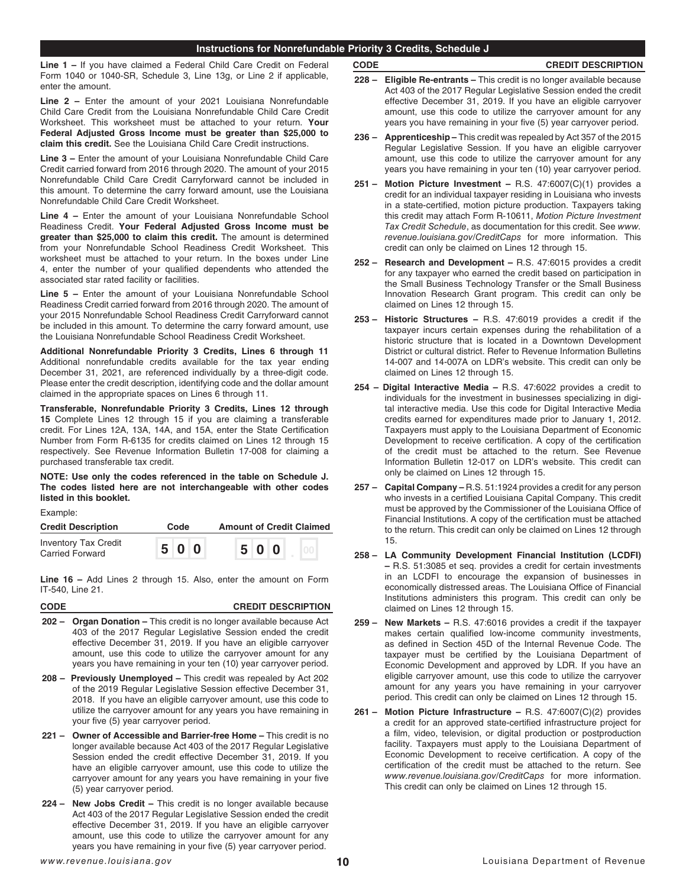## Instructions for Nonrefundable Priority 3 Credits, Schedule J

**Line 1 –** If you have claimed a Federal Child Care Credit on Federal Form 1040 or 1040-SR, Schedule 3, Line 13g, or Line 2 if applicable, enter the amount.

**Line 2 –** Enter the amount of your 2021 Louisiana Nonrefundable Child Care Credit from the Louisiana Nonrefundable Child Care Credit Worksheet. This worksheet must be attached to your return. **Your Federal Adjusted Gross Income must be greater than $25,000 to claim this credit.** See the Louisiana Child Care Credit instructions.

**Line 3 –** Enter the amount of your Louisiana Nonrefundable Child Care Credit carried forward from 2016 through 2020. The amount of your 2015 Nonrefundable Child Care Credit Carryforward cannot be included in this amount. To determine the carry forward amount, use the Louisiana Nonrefundable Child Care Credit Worksheet.

**Line 4 –** Enter the amount of your Louisiana Nonrefundable School Readiness Credit. **Your Federal Adjusted Gross Income must be greater than $25,000 to claim this credit.** The amount is determined from your Nonrefundable School Readiness Credit Worksheet. This worksheet must be attached to your return. In the boxes under Line 4, enter the number of your qualified dependents who attended the associated star rated facility or facilities.

**Line 5 –** Enter the amount of your Louisiana Nonrefundable School Readiness Credit carried forward from 2016 through 2020. The amount of your 2015 Nonrefundable School Readiness Credit Carryforward cannot be included in this amount. To determine the carry forward amount, use the Louisiana Nonrefundable School Readiness Credit Worksheet.

**Additional Nonrefundable Priority 3 Credits, Lines 6 through 11** Additional nonrefundable credits available for the tax year ending December 31, 2021, are referenced individually by a three-digit code. Please enter the credit description, identifying code and the dollar amount claimed in the appropriate spaces on Lines 6 through 11.

**Transferable, Nonrefundable Priority 3 Credits, Lines 12 through 15** Complete Lines 12 through 15 if you are claiming a transferable credit. For Lines 12A, 13A, 14A, and 15A, enter the State Certification Number from Form R-6135 for credits claimed on Lines 12 through 15 respectively. See Revenue Information Bulletin 17-008 for claiming a purchased transferable tax credit.

**NOTE: Use only the codes referenced in the table on Schedule J. The codes listed here are not interchangeable with other codes listed in this booklet.**

Example:

| Credit Description | Code | Amount of Credit Claimed |
|---|---|---|
| Inventory Tax Credit Carried Forward | 500 | 500.00 |

**Line 16 –** Add Lines 2 through 15. Also, enter the amount on Form IT-540, Line 21.

| CODE | CREDIT DESCRIPTION |
|---|---|

**202 – Organ Donation –** This credit is no longer available because Act 403 of the 2017 Regular Legislative Session ended the credit effective December 31, 2019. If you have an eligible carryover amount, use this code to utilize the carryover amount for any years you have remaining in your ten (10) year carryover period.

**208 – Previously Unemployed –** This credit was repealed by Act 202 of the 2019 Regular Legislative Session effective December 31, 2018. If you have an eligible carryover amount, use this code to utilize the carryover amount for any years you have remaining in your five (5) year carryover period.

**221 – Owner of Accessible and Barrier-free Home –** This credit is no longer available because Act 403 of the 2017 Regular Legislative Session ended the credit effective December 31, 2019. If you have an eligible carryover amount, use this code to utilize the carryover amount for any years you have remaining in your five (5) year carryover period.

**224 – New Jobs Credit –** This credit is no longer available because Act 403 of the 2017 Regular Legislative Session ended the credit effective December 31, 2019. If you have an eligible carryover amount, use this code to utilize the carryover amount for any years you have remaining in your five (5) year carryover period.

**228 – Eligible Re-entrants –** This credit is no longer available because Act 403 of the 2017 Regular Legislative Session ended the credit effective December 31, 2019. If you have an eligible carryover amount, use this code to utilize the carryover amount for any years you have remaining in your five (5) year carryover period.

**236 – Apprenticeship –** This credit was repealed by Act 357 of the 2015 Regular Legislative Session. If you have an eligible carryover amount, use this code to utilize the carryover amount for any years you have remaining in your ten (10) year carryover period.

**251 – Motion Picture Investment –** R.S. 47:6007(C)(1) provides a credit for an individual taxpayer residing in Louisiana who invests in a state-certified, motion picture production. Taxpayers taking this credit may attach Form R-10611, *Motion Picture Investment Tax Credit Schedule*, as documentation for this credit. See *www.revenue.louisiana.gov/CreditCaps* for more information. This credit can only be claimed on Lines 12 through 15.

**252 – Research and Development –** R.S. 47:6015 provides a credit for any taxpayer who earned the credit based on participation in the Small Business Technology Transfer or the Small Business Innovation Research Grant program. This credit can only be claimed on Lines 12 through 15.

**253 – Historic Structures –** R.S. 47:6019 provides a credit if the taxpayer incurs certain expenses during the rehabilitation of a historic structure that is located in a Downtown Development District or cultural district. Refer to Revenue Information Bulletins 14-007 and 14-007A on LDR's website. This credit can only be claimed on Lines 12 through 15.

**254 – Digital Interactive Media –** R.S. 47:6022 provides a credit to individuals for the investment in businesses specializing in digital interactive media. Use this code for Digital Interactive Media credits earned for expenditures made prior to January 1, 2012. Taxpayers must apply to the Louisiana Department of Economic Development to receive certification. A copy of the certification of the credit must be attached to the return. See Revenue Information Bulletin 12-017 on LDR's website. This credit can only be claimed on Lines 12 through 15.

**257 – Capital Company –** R.S. 51:1924 provides a credit for any person who invests in a certified Louisiana Capital Company. This credit must be approved by the Commissioner of the Louisiana Office of Financial Institutions. A copy of the certification must be attached to the return. This credit can only be claimed on Lines 12 through 15.

**258 – LA Community Development Financial Institution (LCDFI) –** R.S. 51:3085 et seq. provides a credit for certain investments in an LCDFI to encourage the expansion of businesses in economically distressed areas. The Louisiana Office of Financial Institutions administers this program. This credit can only be claimed on Lines 12 through 15.

**259 – New Markets –** R.S. 47:6016 provides a credit if the taxpayer makes certain qualified low-income community investments, as defined in Section 45D of the Internal Revenue Code. The taxpayer must be certified by the Louisiana Department of Economic Development and approved by LDR. If you have an eligible carryover amount, use this code to utilize the carryover amount for any years you have remaining in your carryover period. This credit can only be claimed on Lines 12 through 15.

**261 – Motion Picture Infrastructure –** R.S. 47:6007(C)(2) provides a credit for an approved state-certified infrastructure project for a film, video, television, or digital production or postproduction facility. Taxpayers must apply to the Louisiana Department of Economic Development to receive certification. A copy of the certification of the credit must be attached to the return. See *www.revenue.louisiana.gov/CreditCaps* for more information. This credit can only be claimed on Lines 12 through 15.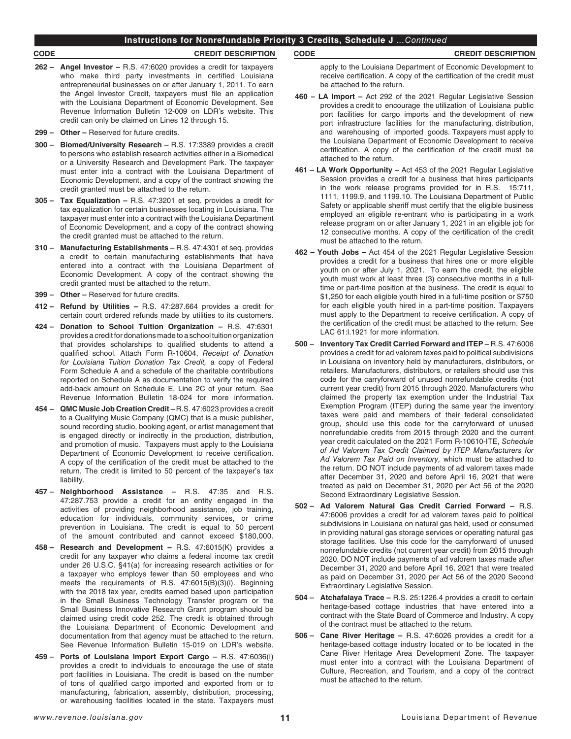## Instructions for Nonrefundable Priority 3 Credits, Schedule J *...Continued*

| CODE | CREDIT DESCRIPTION |
|---|---|

**262 – Angel Investor –** R.S. 47:6020 provides a credit for taxpayers who make third party investments in certified Louisiana entrepreneurial businesses on or after January 1, 2011. To earn the Angel Investor Credit, taxpayers must file an application with the Louisiana Department of Economic Development. See Revenue Information Bulletin 12-009 on LDR's website. This credit can only be claimed on Lines 12 through 15.

**299 – Other –** Reserved for future credits.

**300 – Biomed/University Research –** R.S. 17:3389 provides a credit to persons who establish research activities either in a Biomedical or a University Research and Development Park. The taxpayer must enter into a contract with the Louisiana Department of Economic Development, and a copy of the contract showing the credit granted must be attached to the return.

**305 – Tax Equalization –** R.S. 47:3201 et seq. provides a credit for tax equalization for certain businesses locating in Louisiana. The taxpayer must enter into a contract with the Louisiana Department of Economic Development, and a copy of the contract showing the credit granted must be attached to the return.

**310 – Manufacturing Establishments –** R.S. 47:4301 et seq. provides a credit to certain manufacturing establishments that have entered into a contract with the Louisiana Department of Economic Development. A copy of the contract showing the credit granted must be attached to the return.

**399 – Other –** Reserved for future credits.

**412 – Refund by Utilities –** R.S. 47:287.664 provides a credit for certain court ordered refunds made by utilities to its customers.

**424 – Donation to School Tuition Organization –** R.S. 47:6301 provides a credit for donations made to a school tuition organization that provides scholarships to qualified students to attend a qualified school. Attach Form R-10604, *Receipt of Donation for Louisiana Tuition Donation Tax Credit,* a copy of Federal Form Schedule A and a schedule of the charitable contributions reported on Schedule A as documentation to verify the required add-back amount on Schedule E, Line 2C of your return. See Revenue Information Bulletin 18-024 for more information.

**454 – QMC Music Job Creation Credit –** R.S. 47:6023 provides a credit to a Qualifying Music Company (QMC) that is a music publisher, sound recording studio, booking agent, or artist management that is engaged directly or indirectly in the production, distribution, and promotion of music. Taxpayers must apply to the Louisiana Department of Economic Development to receive certification. A copy of the certification of the credit must be attached to the return. The credit is limited to 50 percent of the taxpayer's tax liability.

**457 – Neighborhood Assistance –** R.S. 47:35 and R.S. 47:287.753 provide a credit for an entity engaged in the activities of providing neighborhood assistance, job training, education for individuals, community services, or crime prevention in Louisiana. The credit is equal to 50 percent of the amount contributed and cannot exceed $180,000.

**458 – Research and Development –** R.S. 47:6015(K) provides a credit for any taxpayer who claims a federal income tax credit under 26 U.S.C. §41(a) for increasing research activities or for a taxpayer who employs fewer than 50 employees and who meets the requirements of R.S. 47:6015(B)(3)(i). Beginning with the 2018 tax year, credits earned based upon participation in the Small Business Technology Transfer program or the Small Business Innovative Research Grant program should be claimed using credit code 252. The credit is obtained through the Louisiana Department of Economic Development and documentation from that agency must be attached to the return. See Revenue Information Bulletin 15-019 on LDR's website.

**459 – Ports of Louisiana Import Export Cargo –** R.S. 47:6036(I) provides a credit to individuals to encourage the use of state port facilities in Louisiana. The credit is based on the number of tons of qualified cargo imported and exported from or to manufacturing, fabrication, assembly, distribution, processing, or warehousing facilities located in the state. Taxpayers must apply to the Louisiana Department of Economic Development to receive certification. A copy of the certification of the credit must be attached to the return.

**460 – LA Import –** Act 292 of the 2021 Regular Legislative Session provides a credit to encourage the utilization of Louisiana public port facilities for cargo imports and the development of new port infrastructure facilities for the manufacturing, distribution, and warehousing of imported goods. Taxpayers must apply to the Louisiana Department of Economic Development to receive certification. A copy of the certification of the credit must be attached to the return.

**461 – LA Work Opportunity –** Act 453 of the 2021 Regular Legislative Session provides a credit for a business that hires participants in the work release programs provided for in R.S. 15:711, 1111, 1199.9, and 1199.10. The Louisiana Department of Public Safety or applicable sheriff must certify that the eligible business employed an eligible re-entrant who is participating in a work release program on or after January 1, 2021 in an eligible job for 12 consecutive months. A copy of the certification of the credit must be attached to the return.

**462 – Youth Jobs –** Act 454 of the 2021 Regular Legislative Session provides a credit for a business that hires one or more eligible youth on or after July 1, 2021. To earn the credit, the eligible youth must work at least three (3) consecutive months in a full-time or part-time position at the business. The credit is equal to $1,250 for each eligible youth hired in a full-time position or $750 for each eligible youth hired in a part-time position. Taxpayers must apply to the Department to receive certification. A copy of the certification of the credit must be attached to the return. See LAC 61:I.1921 for more information.

**500 – Inventory Tax Credit Carried Forward and ITEP –** R.S. 47:6006 provides a credit for ad valorem taxes paid to political subdivisions in Louisiana on inventory held by manufacturers, distributors, or retailers. Manufacturers, distributors, or retailers should use this code for the carryforward of unused nonrefundable credits (not current year credit) from 2015 through 2020. Manufacturers who claimed the property tax exemption under the Industrial Tax Exemption Program (ITEP) during the same year the inventory taxes were paid and members of their federal consolidated group, should use this code for the carryforward of unused nonrefundable credits from 2015 through 2020 and the current year credit calculated on the 2021 Form R-10610-ITE, *Schedule of Ad Valorem Tax Credit Claimed by ITEP Manufacturers for Ad Valorem Tax Paid on Inventory,* which must be attached to the return. DO NOT include payments of ad valorem taxes made after December 31, 2020 and before April 16, 2021 that were treated as paid on December 31, 2020 per Act 56 of the 2020 Second Extraordinary Legislative Session.

**502 – Ad Valorem Natural Gas Credit Carried Forward –** R.S. 47:6006 provides a credit for ad valorem taxes paid to political subdivisions in Louisiana on natural gas held, used or consumed in providing natural gas storage services or operating natural gas storage facilities. Use this code for the carryforward of unused nonrefundable credits (not current year credit) from 2015 through 2020. DO NOT include payments of ad valorem taxes made after December 31, 2020 and before April 16, 2021 that were treated as paid on December 31, 2020 per Act 56 of the 2020 Second Extraordinary Legislative Session.

**504 – Atchafalaya Trace –** R.S. 25:1226.4 provides a credit to certain heritage-based cottage industries that have entered into a contract with the State Board of Commerce and Industry. A copy of the contract must be attached to the return.

**506 – Cane River Heritage –** R.S. 47:6026 provides a credit for a heritage-based cottage industry located or to be located in the Cane River Heritage Area Development Zone. The taxpayer must enter into a contract with the Louisiana Department of Culture, Recreation, and Tourism, and a copy of the contract must be attached to the return.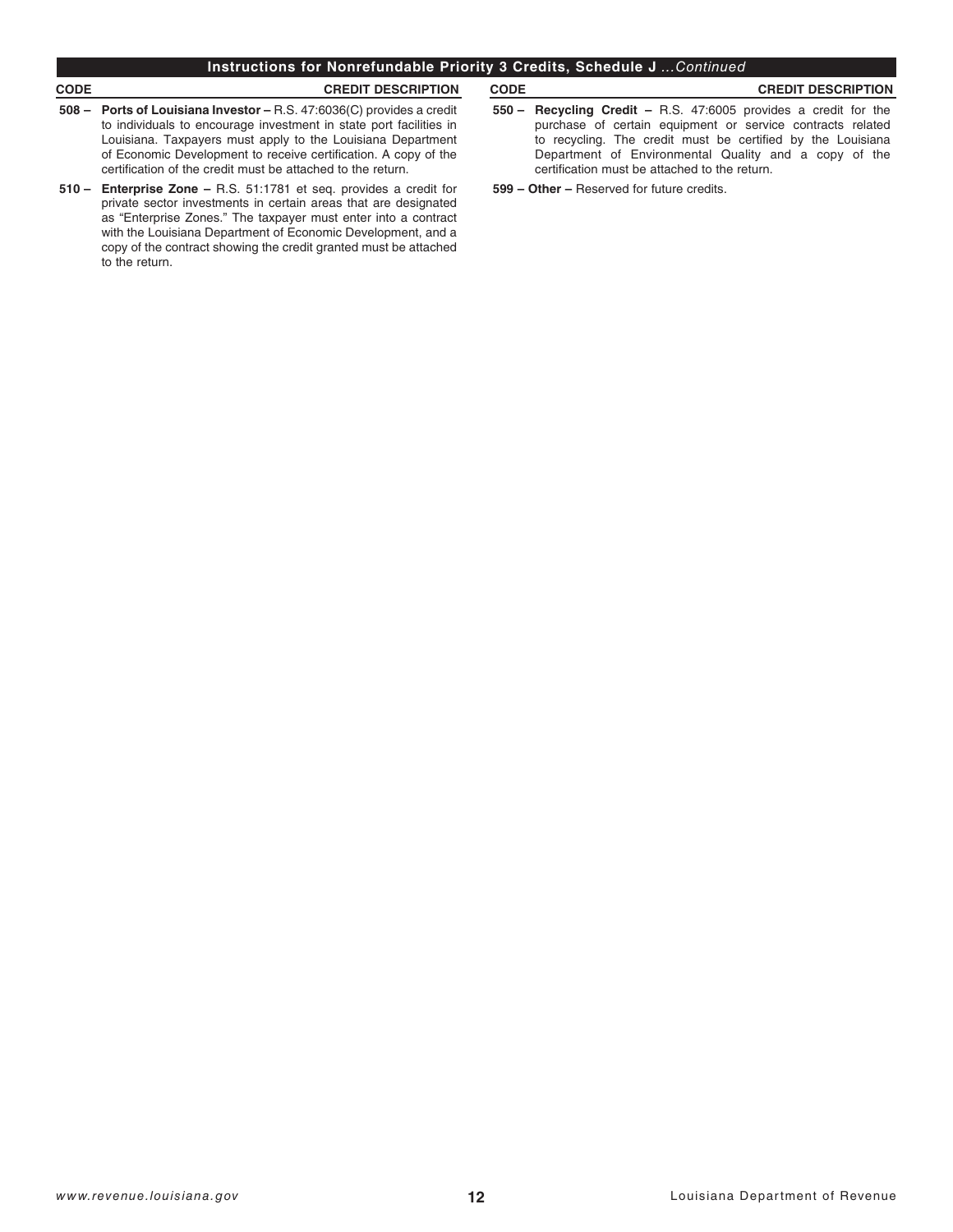## Instructions for Nonrefundable Priority 3 Credits, Schedule J *...Continued*

| CODE | CREDIT DESCRIPTION |
|---|---|
| **508 –** | **Ports of Louisiana Investor –** R.S. 47:6036(C) provides a credit to individuals to encourage investment in state port facilities in Louisiana. Taxpayers must apply to the Louisiana Department of Economic Development to receive certification. A copy of the certification of the credit must be attached to the return. |
| **510 –** | **Enterprise Zone –** R.S. 51:1781 et seq. provides a credit for private sector investments in certain areas that are designated as "Enterprise Zones." The taxpayer must enter into a contract with the Louisiana Department of Economic Development, and a copy of the contract showing the credit granted must be attached to the return. |
| **550 –** | **Recycling Credit –** R.S. 47:6005 provides a credit for the purchase of certain equipment or service contracts related to recycling. The credit must be certified by the Louisiana Department of Environmental Quality and a copy of the certification must be attached to the return. |
| **599 –** | **Other –** Reserved for future credits. |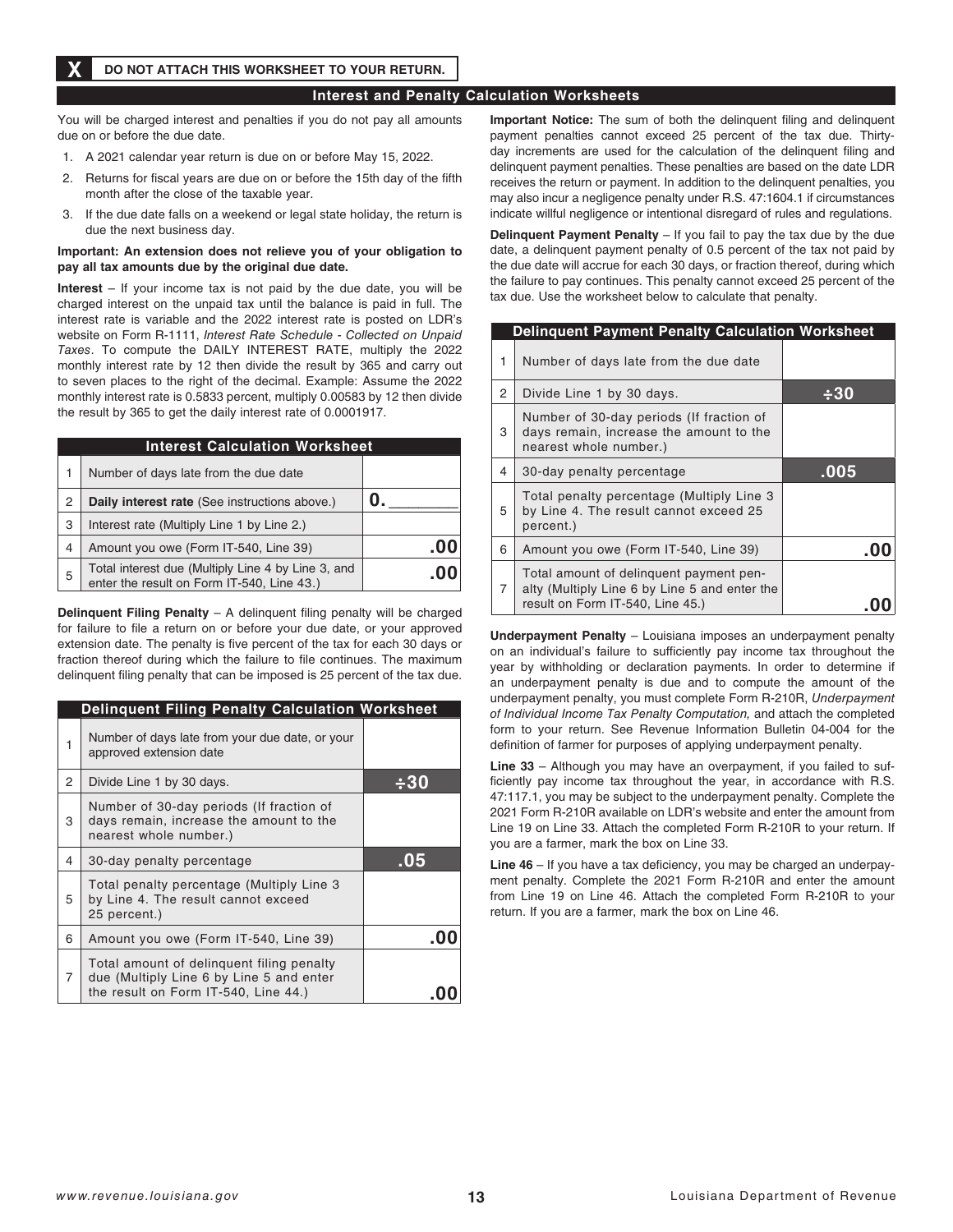**X** **DO NOT ATTACH THIS WORKSHEET TO YOUR RETURN.**

## Interest and Penalty Calculation Worksheets

You will be charged interest and penalties if you do not pay all amounts due on or before the due date.

1. A 2021 calendar year return is due on or before May 15, 2022.
2. Returns for fiscal years are due on or before the 15th day of the fifth month after the close of the taxable year.
3. If the due date falls on a weekend or legal state holiday, the return is due the next business day.

**Important: An extension does not relieve you of your obligation to pay all tax amounts due by the original due date.**

**Interest** – If your income tax is not paid by the due date, you will be charged interest on the unpaid tax until the balance is paid in full. The interest rate is variable and the 2022 interest rate is posted on LDR's website on Form R-1111, *Interest Rate Schedule - Collected on Unpaid Taxes*. To compute the DAILY INTEREST RATE, multiply the 2022 monthly interest rate by 12 then divide the result by 365 and carry out to seven places to the right of the decimal. Example: Assume the 2022 monthly interest rate is 0.5833 percent, multiply 0.00583 by 12 then divide the result by 365 to get the daily interest rate of 0.0001917.

| Interest Calculation Worksheet | | |
|---|---|---|
| 1 | Number of days late from the due date | |
| 2 | **Daily interest rate** (See instructions above.) | 0. ________ |
| 3 | Interest rate (Multiply Line 1 by Line 2.) | |
| 4 | Amount you owe (Form IT-540, Line 39) | .00 |
| 5 | Total interest due (Multiply Line 4 by Line 3, and enter the result on Form IT-540, Line 43.) | .00 |

**Delinquent Filing Penalty** – A delinquent filing penalty will be charged for failure to file a return on or before your due date, or your approved extension date. The penalty is five percent of the tax for each 30 days or fraction thereof during which the failure to file continues. The maximum delinquent filing penalty that can be imposed is 25 percent of the tax due.

| Delinquent Filing Penalty Calculation Worksheet | | |
|---|---|---|
| 1 | Number of days late from your due date, or your approved extension date | |
| 2 | Divide Line 1 by 30 days. | ÷30 |
| 3 | Number of 30-day periods (If fraction of days remain, increase the amount to the nearest whole number.) | |
| 4 | 30-day penalty percentage | .05 |
| 5 | Total penalty percentage (Multiply Line 3 by Line 4. The result cannot exceed 25 percent.) | |
| 6 | Amount you owe (Form IT-540, Line 39) | .00 |
| 7 | Total amount of delinquent filing penalty due (Multiply Line 6 by Line 5 and enter the result on Form IT-540, Line 44.) | .00 |

**Important Notice:** The sum of both the delinquent filing and delinquent payment penalties cannot exceed 25 percent of the tax due. Thirty-day increments are used for the calculation of the delinquent filing and delinquent payment penalties. These penalties are based on the date LDR receives the return or payment. In addition to the delinquent penalties, you may also incur a negligence penalty under R.S. 47:1604.1 if circumstances indicate willful negligence or intentional disregard of rules and regulations.

**Delinquent Payment Penalty** – If you fail to pay the tax due by the due date, a delinquent payment penalty of 0.5 percent of the tax not paid by the due date will accrue for each 30 days, or fraction thereof, during which the failure to pay continues. This penalty cannot exceed 25 percent of the tax due. Use the worksheet below to calculate that penalty.

| Delinquent Payment Penalty Calculation Worksheet | | |
|---|---|---|
| 1 | Number of days late from the due date | |
| 2 | Divide Line 1 by 30 days. | ÷30 |
| 3 | Number of 30-day periods (If fraction of days remain, increase the amount to the nearest whole number.) | |
| 4 | 30-day penalty percentage | .005 |
| 5 | Total penalty percentage (Multiply Line 3 by Line 4. The result cannot exceed 25 percent.) | |
| 6 | Amount you owe (Form IT-540, Line 39) | .00 |
| 7 | Total amount of delinquent payment penalty (Multiply Line 6 by Line 5 and enter the result on Form IT-540, Line 45.) | .00 |

**Underpayment Penalty** – Louisiana imposes an underpayment penalty on an individual's failure to sufficiently pay income tax throughout the year by withholding or declaration payments. In order to determine if an underpayment penalty is due and to compute the amount of the underpayment penalty, you must complete Form R-210R, *Underpayment of Individual Income Tax Penalty Computation,* and attach the completed form to your return. See Revenue Information Bulletin 04-004 for the definition of farmer for purposes of applying underpayment penalty.

**Line 33** – Although you may have an overpayment, if you failed to sufficiently pay income tax throughout the year, in accordance with R.S. 47:117.1, you may be subject to the underpayment penalty. Complete the 2021 Form R-210R available on LDR's website and enter the amount from Line 19 on Line 33. Attach the completed Form R-210R to your return. If you are a farmer, mark the box on Line 33.

**Line 46** – If you have a tax deficiency, you may be charged an underpayment penalty. Complete the 2021 Form R-210R and enter the amount from Line 19 on Line 46. Attach the completed Form R-210R to your return. If you are a farmer, mark the box on Line 46.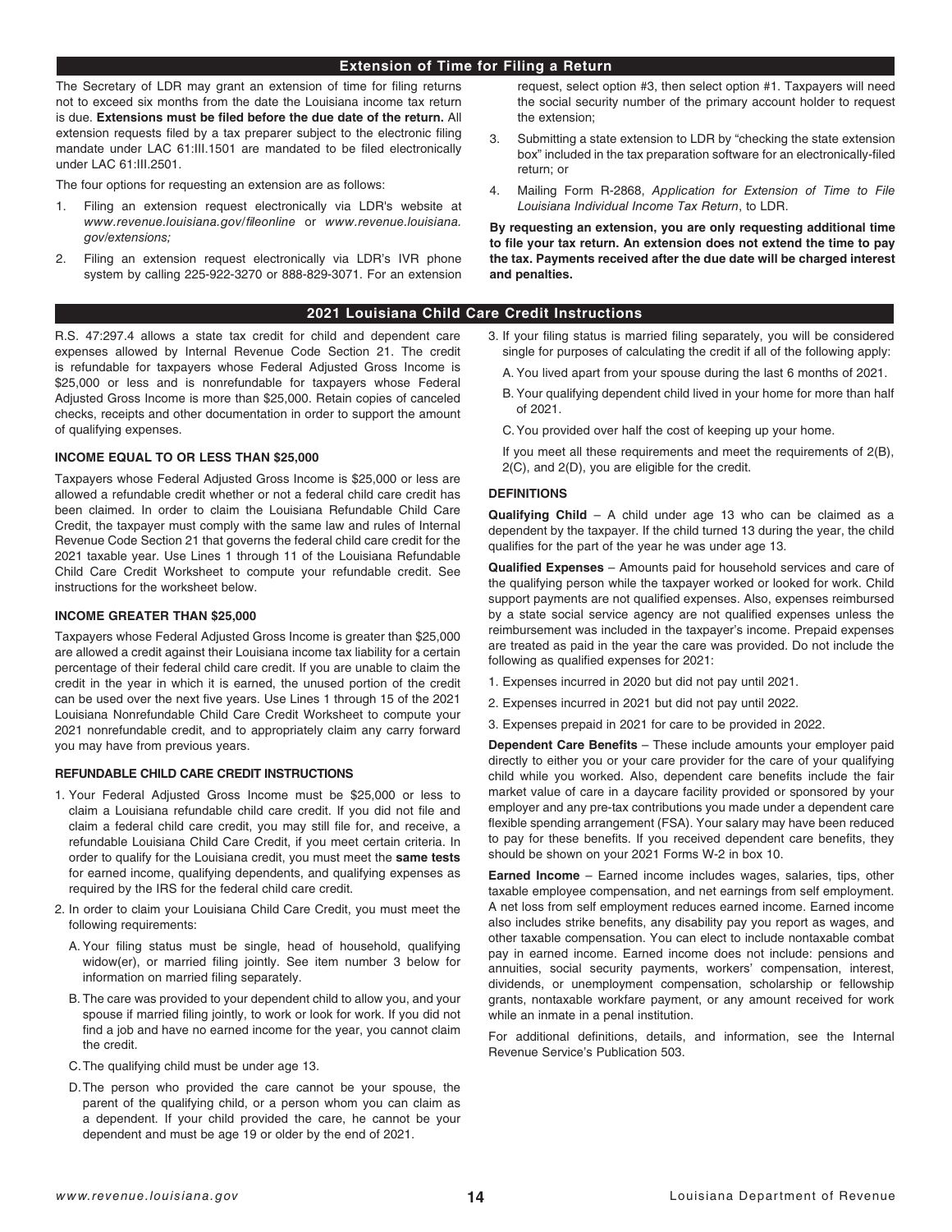## Extension of Time for Filing a Return

The Secretary of LDR may grant an extension of time for filing returns not to exceed six months from the date the Louisiana income tax return is due. **Extensions must be filed before the due date of the return.** All extension requests filed by a tax preparer subject to the electronic filing mandate under LAC 61:III.1501 are mandated to be filed electronically under LAC 61:III.2501.

The four options for requesting an extension are as follows:

1. Filing an extension request electronically via LDR's website at *www.revenue.louisiana.gov/fileonline* or *www.revenue.louisiana.gov/extensions;*
2. Filing an extension request electronically via LDR's IVR phone system by calling 225-922-3270 or 888-829-3071. For an extension request, select option #3, then select option #1. Taxpayers will need the social security number of the primary account holder to request the extension;
3. Submitting a state extension to LDR by "checking the state extension box" included in the tax preparation software for an electronically-filed return; or
4. Mailing Form R-2868, *Application for Extension of Time to File Louisiana Individual Income Tax Return*, to LDR.

**By requesting an extension, you are only requesting additional time to file your tax return. An extension does not extend the time to pay the tax. Payments received after the due date will be charged interest and penalties.**

## 2021 Louisiana Child Care Credit Instructions

R.S. 47:297.4 allows a state tax credit for child and dependent care expenses allowed by Internal Revenue Code Section 21. The credit is refundable for taxpayers whose Federal Adjusted Gross Income is $25,000 or less and is nonrefundable for taxpayers whose Federal Adjusted Gross Income is more than $25,000. Retain copies of canceled checks, receipts and other documentation in order to support the amount of qualifying expenses.

### INCOME EQUAL TO OR LESS THAN $25,000

Taxpayers whose Federal Adjusted Gross Income is $25,000 or less are allowed a refundable credit whether or not a federal child care credit has been claimed. In order to claim the Louisiana Refundable Child Care Credit, the taxpayer must comply with the same law and rules of Internal Revenue Code Section 21 that governs the federal child care credit for the 2021 taxable year. Use Lines 1 through 11 of the Louisiana Refundable Child Care Credit Worksheet to compute your refundable credit. See instructions for the worksheet below.

### INCOME GREATER THAN $25,000

Taxpayers whose Federal Adjusted Gross Income is greater than $25,000 are allowed a credit against their Louisiana income tax liability for a certain percentage of their federal child care credit. If you are unable to claim the credit in the year in which it is earned, the unused portion of the credit can be used over the next five years. Use Lines 1 through 15 of the 2021 Louisiana Nonrefundable Child Care Credit Worksheet to compute your 2021 nonrefundable credit, and to appropriately claim any carry forward you may have from previous years.

### REFUNDABLE CHILD CARE CREDIT INSTRUCTIONS

1. Your Federal Adjusted Gross Income must be $25,000 or less to claim a Louisiana refundable child care credit. If you did not file and claim a federal child care credit, you may still file for, and receive, a refundable Louisiana Child Care Credit, if you meet certain criteria. In order to qualify for the Louisiana credit, you must meet the **same tests** for earned income, qualifying dependents, and qualifying expenses as required by the IRS for the federal child care credit.
2. In order to claim your Louisiana Child Care Credit, you must meet the following requirements:
   - A. Your filing status must be single, head of household, qualifying widow(er), or married filing jointly. See item number 3 below for information on married filing separately.
   - B. The care was provided to your dependent child to allow you, and your spouse if married filing jointly, to work or look for work. If you did not find a job and have no earned income for the year, you cannot claim the credit.
   - C. The qualifying child must be under age 13.
   - D. The person who provided the care cannot be your spouse, the parent of the qualifying child, or a person whom you can claim as a dependent. If your child provided the care, he cannot be your dependent and must be age 19 or older by the end of 2021.
3. If your filing status is married filing separately, you will be considered single for purposes of calculating the credit if all of the following apply:
   - A. You lived apart from your spouse during the last 6 months of 2021.
   - B. Your qualifying dependent child lived in your home for more than half of 2021.
   - C. You provided over half the cost of keeping up your home.

   If you meet all these requirements and meet the requirements of 2(B), 2(C), and 2(D), you are eligible for the credit.

### DEFINITIONS

**Qualifying Child** – A child under age 13 who can be claimed as a dependent by the taxpayer. If the child turned 13 during the year, the child qualifies for the part of the year he was under age 13.

**Qualified Expenses** – Amounts paid for household services and care of the qualifying person while the taxpayer worked or looked for work. Child support payments are not qualified expenses. Also, expenses reimbursed by a state social service agency are not qualified expenses unless the reimbursement was included in the taxpayer's income. Prepaid expenses are treated as paid in the year the care was provided. Do not include the following as qualified expenses for 2021:

1. Expenses incurred in 2020 but did not pay until 2021.
2. Expenses incurred in 2021 but did not pay until 2022.
3. Expenses prepaid in 2021 for care to be provided in 2022.

**Dependent Care Benefits** – These include amounts your employer paid directly to either you or your care provider for the care of your qualifying child while you worked. Also, dependent care benefits include the fair market value of care in a daycare facility provided or sponsored by your employer and any pre-tax contributions you made under a dependent care flexible spending arrangement (FSA). Your salary may have been reduced to pay for these benefits. If you received dependent care benefits, they should be shown on your 2021 Forms W-2 in box 10.

**Earned Income** – Earned income includes wages, salaries, tips, other taxable employee compensation, and net earnings from self employment. A net loss from self employment reduces earned income. Earned income also includes strike benefits, any disability pay you report as wages, and other taxable compensation. You can elect to include nontaxable combat pay in earned income. Earned income does not include: pensions and annuities, social security payments, workers' compensation, interest, dividends, or unemployment compensation, scholarship or fellowship grants, nontaxable workfare payment, or any amount received for work while an inmate in a penal institution.

For additional definitions, details, and information, see the Internal Revenue Service's Publication 503.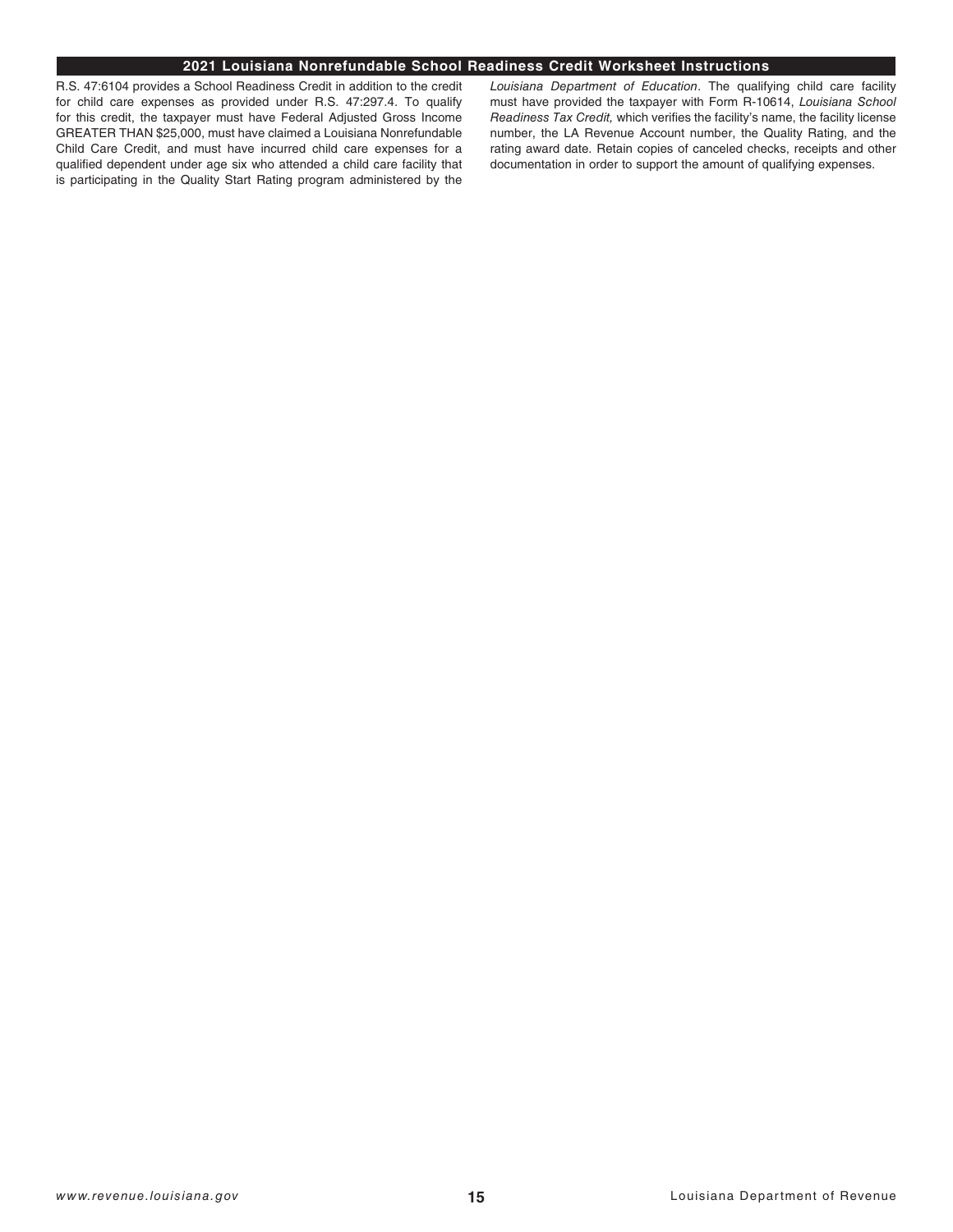## 2021 Louisiana Nonrefundable School Readiness Credit Worksheet Instructions

R.S. 47:6104 provides a School Readiness Credit in addition to the credit for child care expenses as provided under R.S. 47:297.4. To qualify for this credit, the taxpayer must have Federal Adjusted Gross Income GREATER THAN $25,000, must have claimed a Louisiana Nonrefundable Child Care Credit, and must have incurred child care expenses for a qualified dependent under age six who attended a child care facility that is participating in the Quality Start Rating program administered by the *Louisiana Department of Education*. The qualifying child care facility must have provided the taxpayer with Form R-10614, *Louisiana School Readiness Tax Credit,* which verifies the facility's name, the facility license number, the LA Revenue Account number, the Quality Rating, and the rating award date. Retain copies of canceled checks, receipts and other documentation in order to support the amount of qualifying expenses.